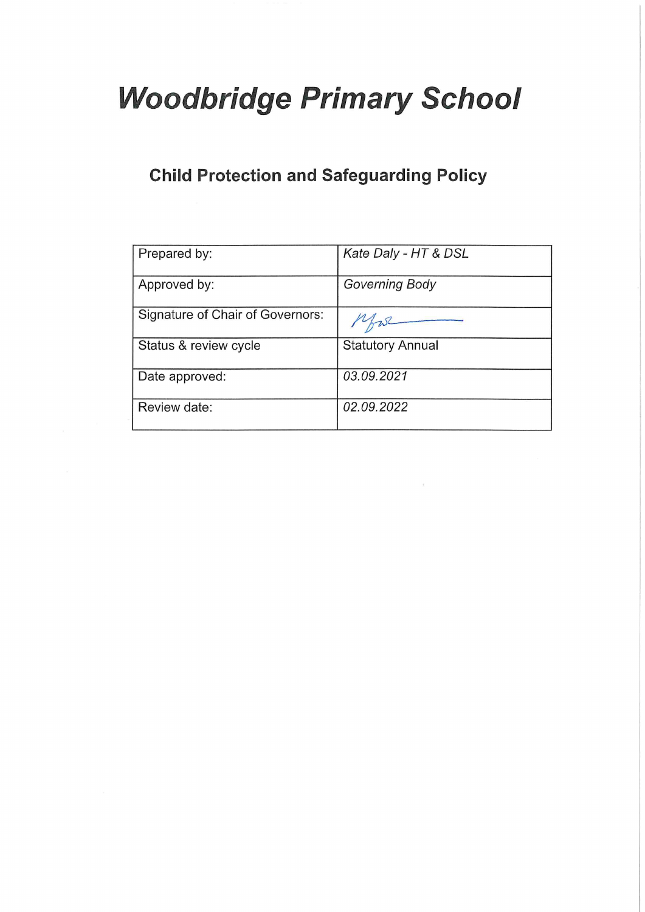# *Woodbridge Primary School*

## Child Protection and Safeguarding Policy

| Prepared by: | *Kate Daly - HT & DSL* |
|---|---|
| Approved by: | *Governing Body* |
| Signature of Chair of Governors: | |
| Status & review cycle | Statutory Annual |
| Date approved: | *03.09.2021* |
| Review date: | *02.09.2022* |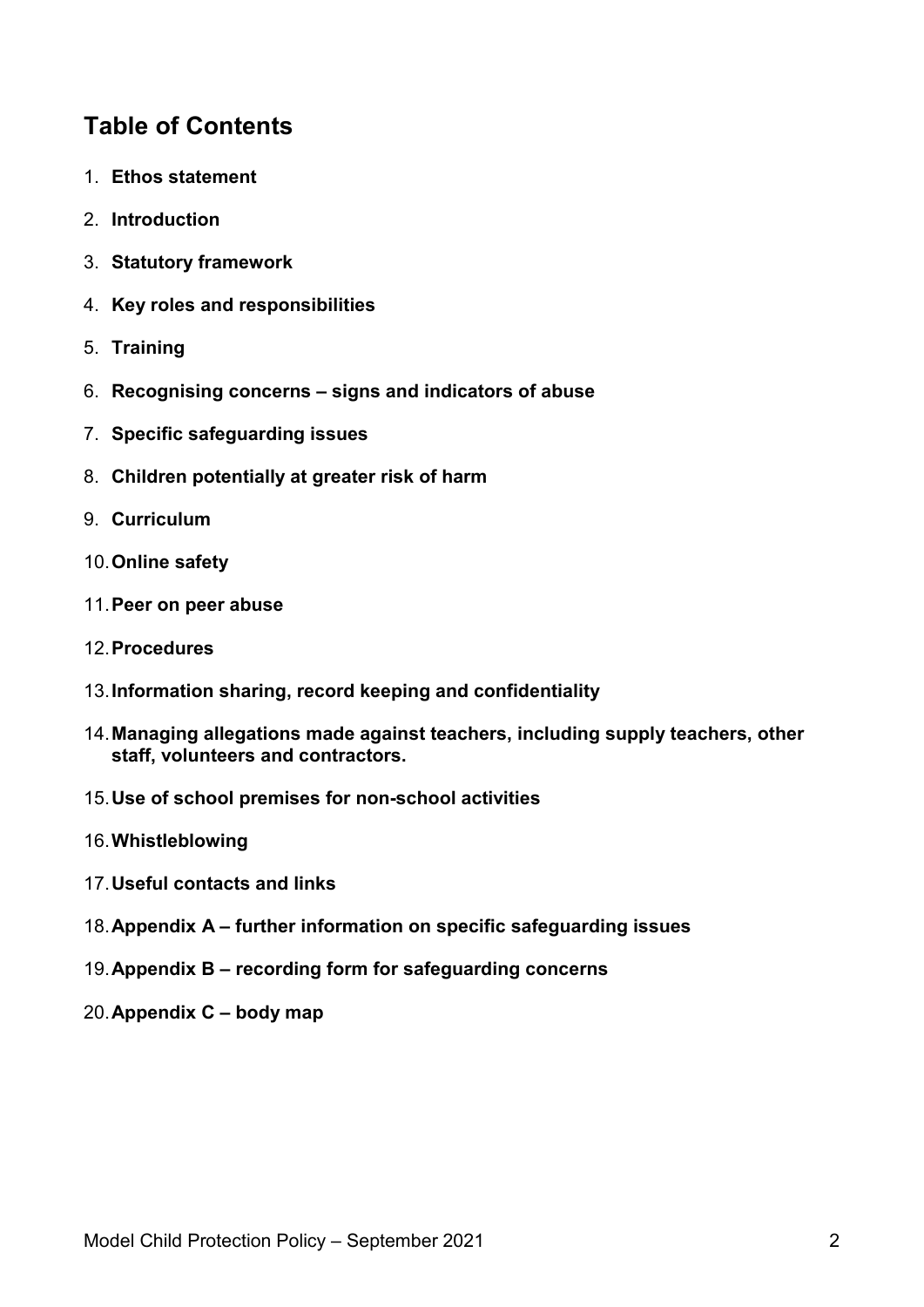## Table of Contents

1. **Ethos statement**
2. **Introduction**
3. **Statutory framework**
4. **Key roles and responsibilities**
5. **Training**
6. **Recognising concerns – signs and indicators of abuse**
7. **Specific safeguarding issues**
8. **Children potentially at greater risk of harm**
9. **Curriculum**
10. **Online safety**
11. **Peer on peer abuse**
12. **Procedures**
13. **Information sharing, record keeping and confidentiality**
14. **Managing allegations made against teachers, including supply teachers, other staff, volunteers and contractors.**
15. **Use of school premises for non-school activities**
16. **Whistleblowing**
17. **Useful contacts and links**
18. **Appendix A – further information on specific safeguarding issues**
19. **Appendix B – recording form for safeguarding concerns**
20. **Appendix C – body map**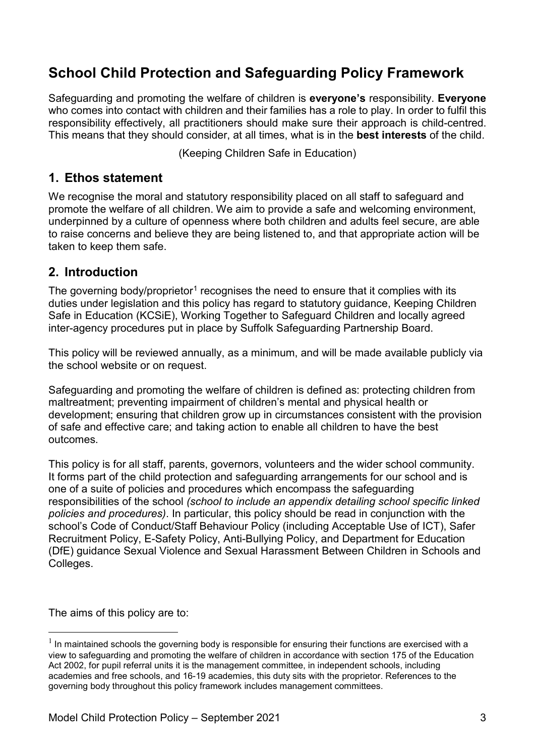# School Child Protection and Safeguarding Policy Framework

Safeguarding and promoting the welfare of children is **everyone's** responsibility. **Everyone** who comes into contact with children and their families has a role to play. In order to fulfil this responsibility effectively, all practitioners should make sure their approach is child-centred. This means that they should consider, at all times, what is in the **best interests** of the child.

(Keeping Children Safe in Education)

## 1. Ethos statement

We recognise the moral and statutory responsibility placed on all staff to safeguard and promote the welfare of all children. We aim to provide a safe and welcoming environment, underpinned by a culture of openness where both children and adults feel secure, are able to raise concerns and believe they are being listened to, and that appropriate action will be taken to keep them safe.

## 2. Introduction

The governing body/proprietor[1] recognises the need to ensure that it complies with its duties under legislation and this policy has regard to statutory guidance, Keeping Children Safe in Education (KCSiE), Working Together to Safeguard Children and locally agreed inter-agency procedures put in place by Suffolk Safeguarding Partnership Board.

This policy will be reviewed annually, as a minimum, and will be made available publicly via the school website or on request.

Safeguarding and promoting the welfare of children is defined as: protecting children from maltreatment; preventing impairment of children's mental and physical health or development; ensuring that children grow up in circumstances consistent with the provision of safe and effective care; and taking action to enable all children to have the best outcomes.

This policy is for all staff, parents, governors, volunteers and the wider school community. It forms part of the child protection and safeguarding arrangements for our school and is one of a suite of policies and procedures which encompass the safeguarding responsibilities of the school *(school to include an appendix detailing school specific linked policies and procedures)*. In particular, this policy should be read in conjunction with the school's Code of Conduct/Staff Behaviour Policy (including Acceptable Use of ICT), Safer Recruitment Policy, E-Safety Policy, Anti-Bullying Policy, and Department for Education (DfE) guidance Sexual Violence and Sexual Harassment Between Children in Schools and Colleges.

The aims of this policy are to:

---

[1] In maintained schools the governing body is responsible for ensuring their functions are exercised with a view to safeguarding and promoting the welfare of children in accordance with section 175 of the Education Act 2002, for pupil referral units it is the management committee, in independent schools, including academies and free schools, and 16-19 academies, this duty sits with the proprietor. References to the governing body throughout this policy framework includes management committees.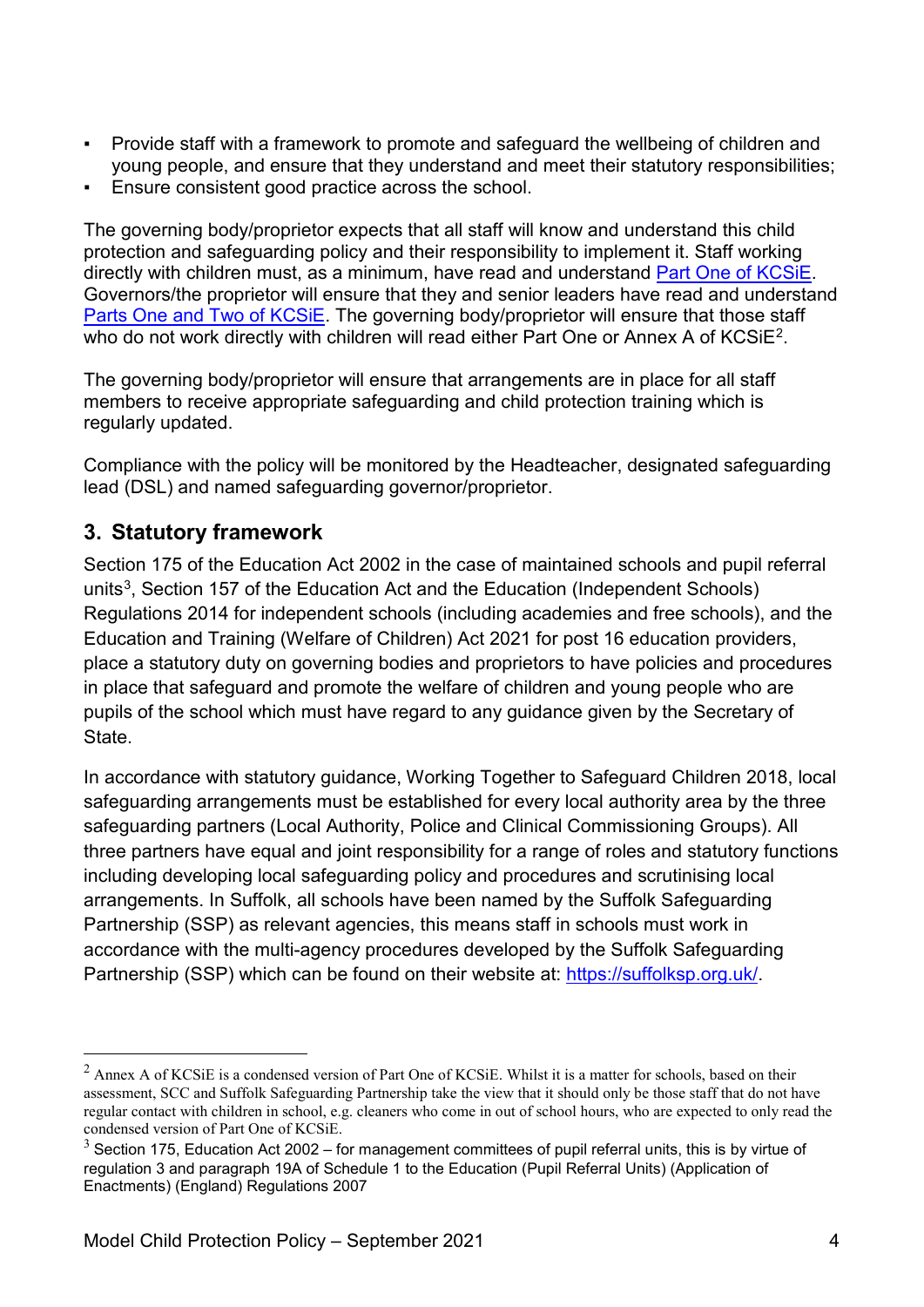- Provide staff with a framework to promote and safeguard the wellbeing of children and young people, and ensure that they understand and meet their statutory responsibilities;
- Ensure consistent good practice across the school.

The governing body/proprietor expects that all staff will know and understand this child protection and safeguarding policy and their responsibility to implement it. Staff working directly with children must, as a minimum, have read and understand [Part One of KCSiE](). Governors/the proprietor will ensure that they and senior leaders have read and understand [Parts One and Two of KCSiE](). The governing body/proprietor will ensure that those staff who do not work directly with children will read either Part One or Annex A of KCSiE[2].

The governing body/proprietor will ensure that arrangements are in place for all staff members to receive appropriate safeguarding and child protection training which is regularly updated.

Compliance with the policy will be monitored by the Headteacher, designated safeguarding lead (DSL) and named safeguarding governor/proprietor.

## 3. Statutory framework

Section 175 of the Education Act 2002 in the case of maintained schools and pupil referral units[3], Section 157 of the Education Act and the Education (Independent Schools) Regulations 2014 for independent schools (including academies and free schools), and the Education and Training (Welfare of Children) Act 2021 for post 16 education providers, place a statutory duty on governing bodies and proprietors to have policies and procedures in place that safeguard and promote the welfare of children and young people who are pupils of the school which must have regard to any guidance given by the Secretary of State.

In accordance with statutory guidance, Working Together to Safeguard Children 2018, local safeguarding arrangements must be established for every local authority area by the three safeguarding partners (Local Authority, Police and Clinical Commissioning Groups). All three partners have equal and joint responsibility for a range of roles and statutory functions including developing local safeguarding policy and procedures and scrutinising local arrangements. In Suffolk, all schools have been named by the Suffolk Safeguarding Partnership (SSP) as relevant agencies, this means staff in schools must work in accordance with the multi-agency procedures developed by the Suffolk Safeguarding Partnership (SSP) which can be found on their website at: https://suffolksp.org.uk/.

---

[2] Annex A of KCSiE is a condensed version of Part One of KCSiE. Whilst it is a matter for schools, based on their assessment, SCC and Suffolk Safeguarding Partnership take the view that it should only be those staff that do not have regular contact with children in school, e.g. cleaners who come in out of school hours, who are expected to only read the condensed version of Part One of KCSiE.

[3] Section 175, Education Act 2002 – for management committees of pupil referral units, this is by virtue of regulation 3 and paragraph 19A of Schedule 1 to the Education (Pupil Referral Units) (Application of Enactments) (England) Regulations 2007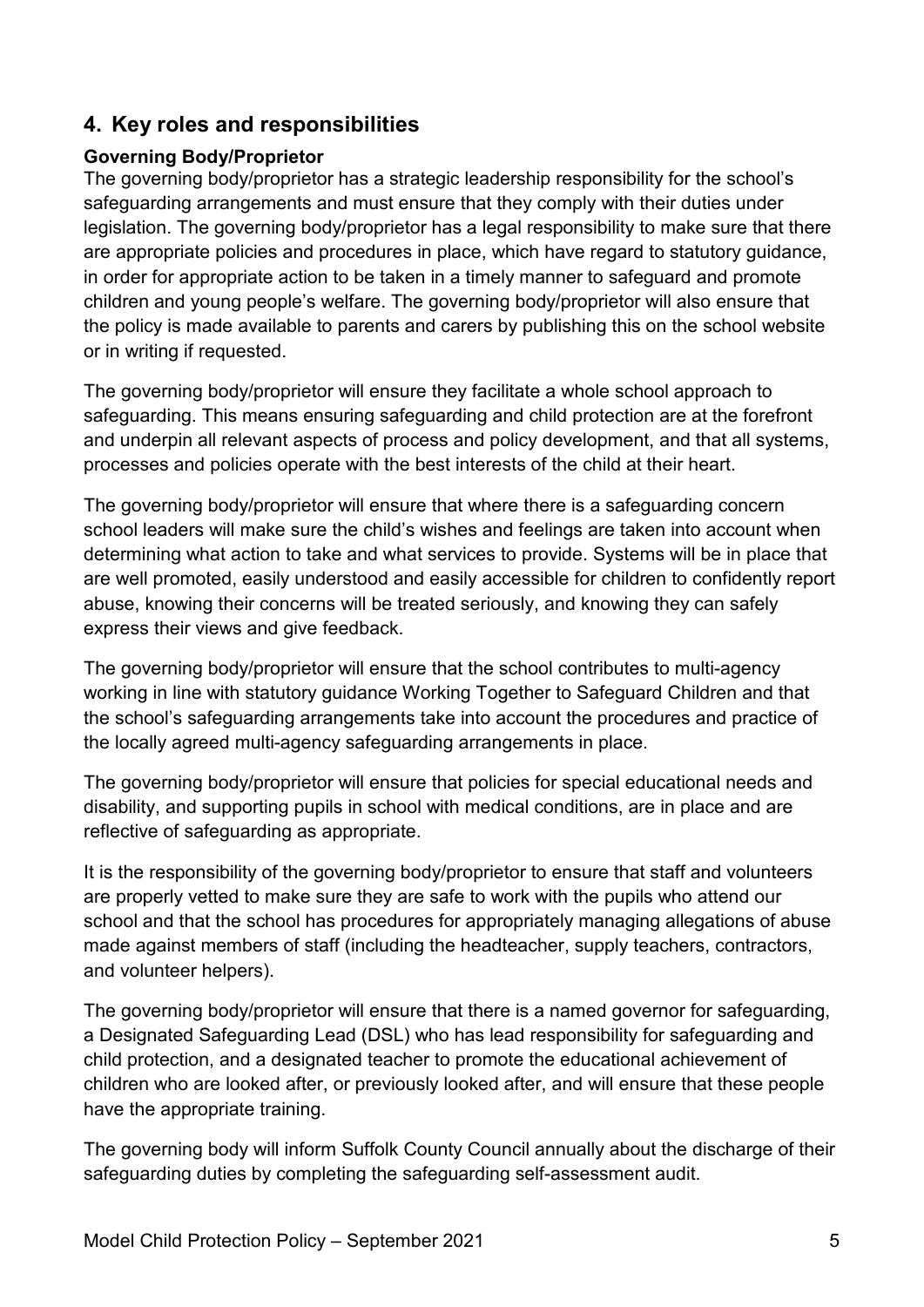## 4. Key roles and responsibilities

### Governing Body/Proprietor

The governing body/proprietor has a strategic leadership responsibility for the school's safeguarding arrangements and must ensure that they comply with their duties under legislation. The governing body/proprietor has a legal responsibility to make sure that there are appropriate policies and procedures in place, which have regard to statutory guidance, in order for appropriate action to be taken in a timely manner to safeguard and promote children and young people's welfare. The governing body/proprietor will also ensure that the policy is made available to parents and carers by publishing this on the school website or in writing if requested.

The governing body/proprietor will ensure they facilitate a whole school approach to safeguarding. This means ensuring safeguarding and child protection are at the forefront and underpin all relevant aspects of process and policy development, and that all systems, processes and policies operate with the best interests of the child at their heart.

The governing body/proprietor will ensure that where there is a safeguarding concern school leaders will make sure the child's wishes and feelings are taken into account when determining what action to take and what services to provide. Systems will be in place that are well promoted, easily understood and easily accessible for children to confidently report abuse, knowing their concerns will be treated seriously, and knowing they can safely express their views and give feedback.

The governing body/proprietor will ensure that the school contributes to multi-agency working in line with statutory guidance Working Together to Safeguard Children and that the school's safeguarding arrangements take into account the procedures and practice of the locally agreed multi-agency safeguarding arrangements in place.

The governing body/proprietor will ensure that policies for special educational needs and disability, and supporting pupils in school with medical conditions, are in place and are reflective of safeguarding as appropriate.

It is the responsibility of the governing body/proprietor to ensure that staff and volunteers are properly vetted to make sure they are safe to work with the pupils who attend our school and that the school has procedures for appropriately managing allegations of abuse made against members of staff (including the headteacher, supply teachers, contractors, and volunteer helpers).

The governing body/proprietor will ensure that there is a named governor for safeguarding, a Designated Safeguarding Lead (DSL) who has lead responsibility for safeguarding and child protection, and a designated teacher to promote the educational achievement of children who are looked after, or previously looked after, and will ensure that these people have the appropriate training.

The governing body will inform Suffolk County Council annually about the discharge of their safeguarding duties by completing the safeguarding self-assessment audit.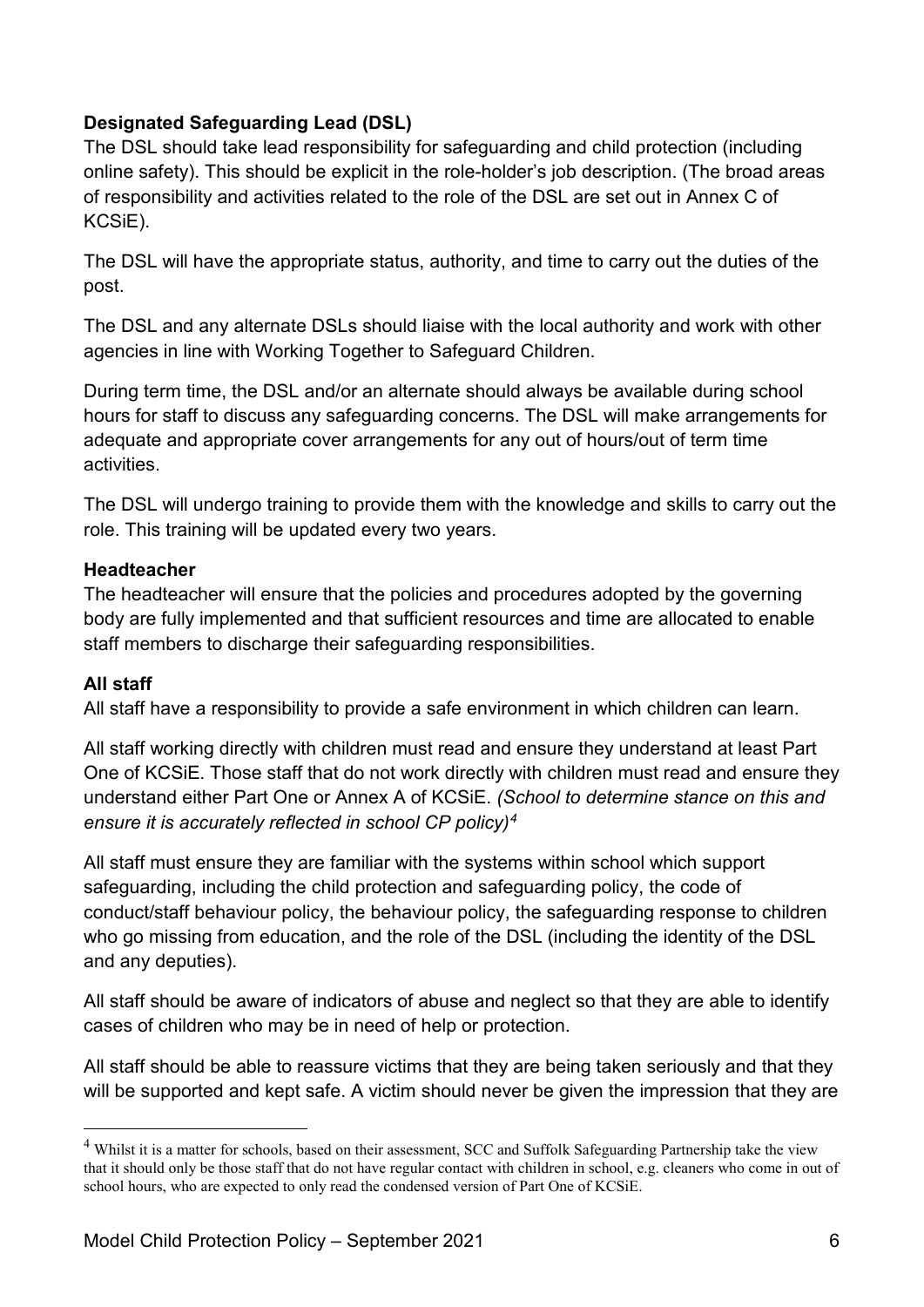**Designated Safeguarding Lead (DSL)**
The DSL should take lead responsibility for safeguarding and child protection (including online safety). This should be explicit in the role-holder's job description. (The broad areas of responsibility and activities related to the role of the DSL are set out in Annex C of KCSiE).

The DSL will have the appropriate status, authority, and time to carry out the duties of the post.

The DSL and any alternate DSLs should liaise with the local authority and work with other agencies in line with Working Together to Safeguard Children.

During term time, the DSL and/or an alternate should always be available during school hours for staff to discuss any safeguarding concerns. The DSL will make arrangements for adequate and appropriate cover arrangements for any out of hours/out of term time activities.

The DSL will undergo training to provide them with the knowledge and skills to carry out the role. This training will be updated every two years.

**Headteacher**
The headteacher will ensure that the policies and procedures adopted by the governing body are fully implemented and that sufficient resources and time are allocated to enable staff members to discharge their safeguarding responsibilities.

**All staff**
All staff have a responsibility to provide a safe environment in which children can learn.

All staff working directly with children must read and ensure they understand at least Part One of KCSiE. Those staff that do not work directly with children must read and ensure they understand either Part One or Annex A of KCSiE. *(School to determine stance on this and ensure it is accurately reflected in school CP policy)*[4]

All staff must ensure they are familiar with the systems within school which support safeguarding, including the child protection and safeguarding policy, the code of conduct/staff behaviour policy, the behaviour policy, the safeguarding response to children who go missing from education, and the role of the DSL (including the identity of the DSL and any deputies).

All staff should be aware of indicators of abuse and neglect so that they are able to identify cases of children who may be in need of help or protection.

All staff should be able to reassure victims that they are being taken seriously and that they will be supported and kept safe. A victim should never be given the impression that they are

[4] Whilst it is a matter for schools, based on their assessment, SCC and Suffolk Safeguarding Partnership take the view that it should only be those staff that do not have regular contact with children in school, e.g. cleaners who come in out of school hours, who are expected to only read the condensed version of Part One of KCSiE.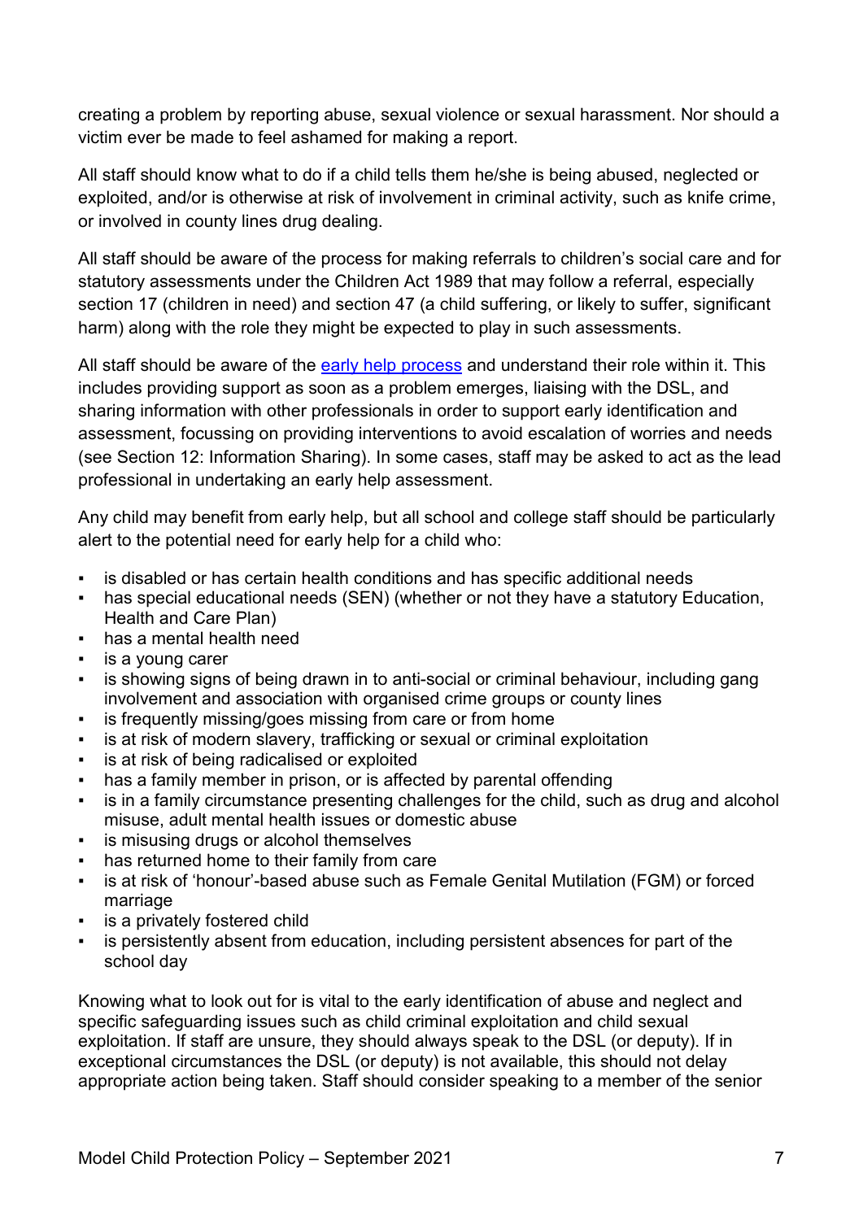creating a problem by reporting abuse, sexual violence or sexual harassment. Nor should a victim ever be made to feel ashamed for making a report.

All staff should know what to do if a child tells them he/she is being abused, neglected or exploited, and/or is otherwise at risk of involvement in criminal activity, such as knife crime, or involved in county lines drug dealing.

All staff should be aware of the process for making referrals to children's social care and for statutory assessments under the Children Act 1989 that may follow a referral, especially section 17 (children in need) and section 47 (a child suffering, or likely to suffer, significant harm) along with the role they might be expected to play in such assessments.

All staff should be aware of the early help process and understand their role within it. This includes providing support as soon as a problem emerges, liaising with the DSL, and sharing information with other professionals in order to support early identification and assessment, focussing on providing interventions to avoid escalation of worries and needs (see Section 12: Information Sharing). In some cases, staff may be asked to act as the lead professional in undertaking an early help assessment.

Any child may benefit from early help, but all school and college staff should be particularly alert to the potential need for early help for a child who:

- is disabled or has certain health conditions and has specific additional needs
- has special educational needs (SEN) (whether or not they have a statutory Education, Health and Care Plan)
- has a mental health need
- is a young carer
- is showing signs of being drawn in to anti-social or criminal behaviour, including gang involvement and association with organised crime groups or county lines
- is frequently missing/goes missing from care or from home
- is at risk of modern slavery, trafficking or sexual or criminal exploitation
- is at risk of being radicalised or exploited
- has a family member in prison, or is affected by parental offending
- is in a family circumstance presenting challenges for the child, such as drug and alcohol misuse, adult mental health issues or domestic abuse
- is misusing drugs or alcohol themselves
- has returned home to their family from care
- is at risk of 'honour'-based abuse such as Female Genital Mutilation (FGM) or forced marriage
- is a privately fostered child
- is persistently absent from education, including persistent absences for part of the school day

Knowing what to look out for is vital to the early identification of abuse and neglect and specific safeguarding issues such as child criminal exploitation and child sexual exploitation. If staff are unsure, they should always speak to the DSL (or deputy). If in exceptional circumstances the DSL (or deputy) is not available, this should not delay appropriate action being taken. Staff should consider speaking to a member of the senior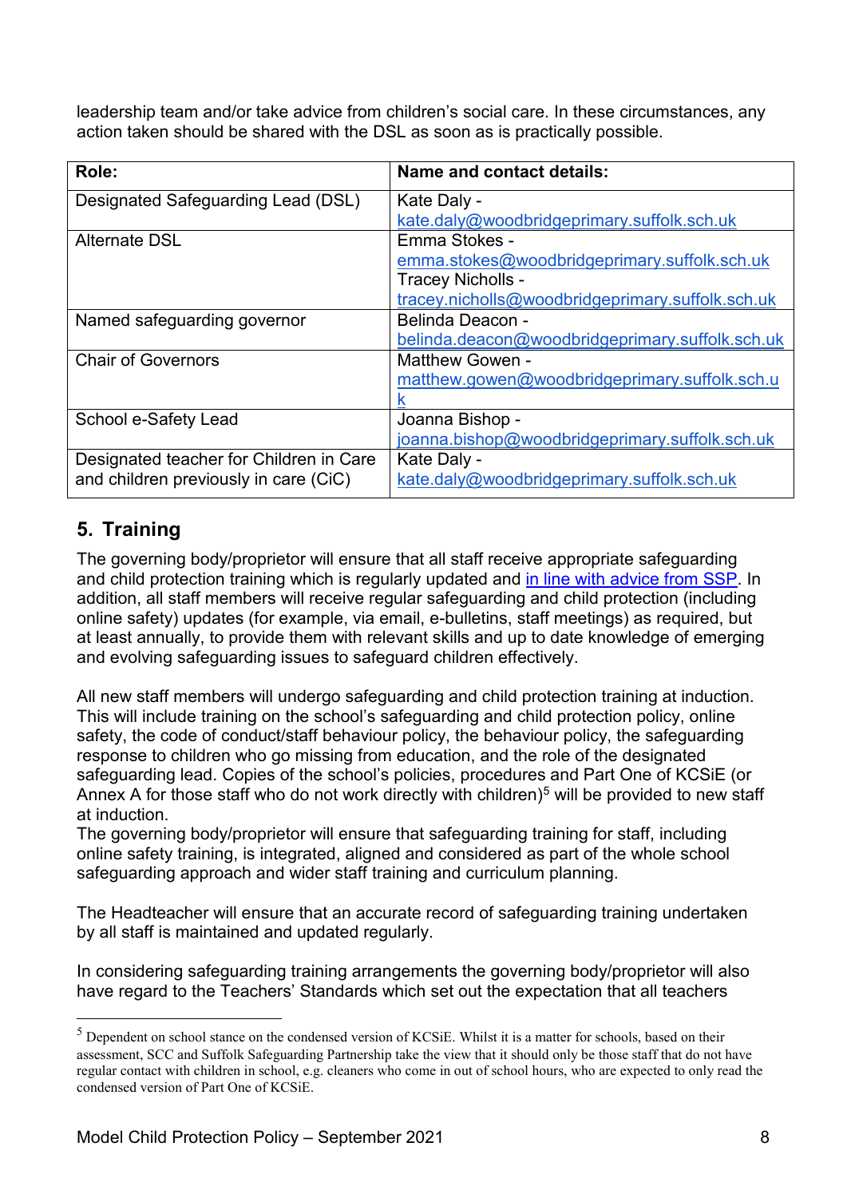leadership team and/or take advice from children's social care. In these circumstances, any action taken should be shared with the DSL as soon as is practically possible.

| Role: | Name and contact details: |
|---|---|
| Designated Safeguarding Lead (DSL) | Kate Daly - kate.daly@woodbridgeprimary.suffolk.sch.uk |
| Alternate DSL | Emma Stokes - emma.stokes@woodbridgeprimary.suffolk.sch.uk Tracey Nicholls - tracey.nicholls@woodbridgeprimary.suffolk.sch.uk |
| Named safeguarding governor | Belinda Deacon - belinda.deacon@woodbridgeprimary.suffolk.sch.uk |
| Chair of Governors | Matthew Gowen - matthew.gowen@woodbridgeprimary.suffolk.sch.uk |
| School e-Safety Lead | Joanna Bishop - joanna.bishop@woodbridgeprimary.suffolk.sch.uk |
| Designated teacher for Children in Care and children previously in care (CiC) | Kate Daly - kate.daly@woodbridgeprimary.suffolk.sch.uk |

## 5. Training

The governing body/proprietor will ensure that all staff receive appropriate safeguarding and child protection training which is regularly updated and in line with advice from SSP. In addition, all staff members will receive regular safeguarding and child protection (including online safety) updates (for example, via email, e-bulletins, staff meetings) as required, but at least annually, to provide them with relevant skills and up to date knowledge of emerging and evolving safeguarding issues to safeguard children effectively.

All new staff members will undergo safeguarding and child protection training at induction. This will include training on the school's safeguarding and child protection policy, online safety, the code of conduct/staff behaviour policy, the behaviour policy, the safeguarding response to children who go missing from education, and the role of the designated safeguarding lead. Copies of the school's policies, procedures and Part One of KCSiE (or Annex A for those staff who do not work directly with children)[5] will be provided to new staff at induction.
The governing body/proprietor will ensure that safeguarding training for staff, including online safety training, is integrated, aligned and considered as part of the whole school safeguarding approach and wider staff training and curriculum planning.

The Headteacher will ensure that an accurate record of safeguarding training undertaken by all staff is maintained and updated regularly.

In considering safeguarding training arrangements the governing body/proprietor will also have regard to the Teachers' Standards which set out the expectation that all teachers

---

[5] Dependent on school stance on the condensed version of KCSiE. Whilst it is a matter for schools, based on their assessment, SCC and Suffolk Safeguarding Partnership take the view that it should only be those staff that do not have regular contact with children in school, e.g. cleaners who come in out of school hours, who are expected to only read the condensed version of Part One of KCSiE.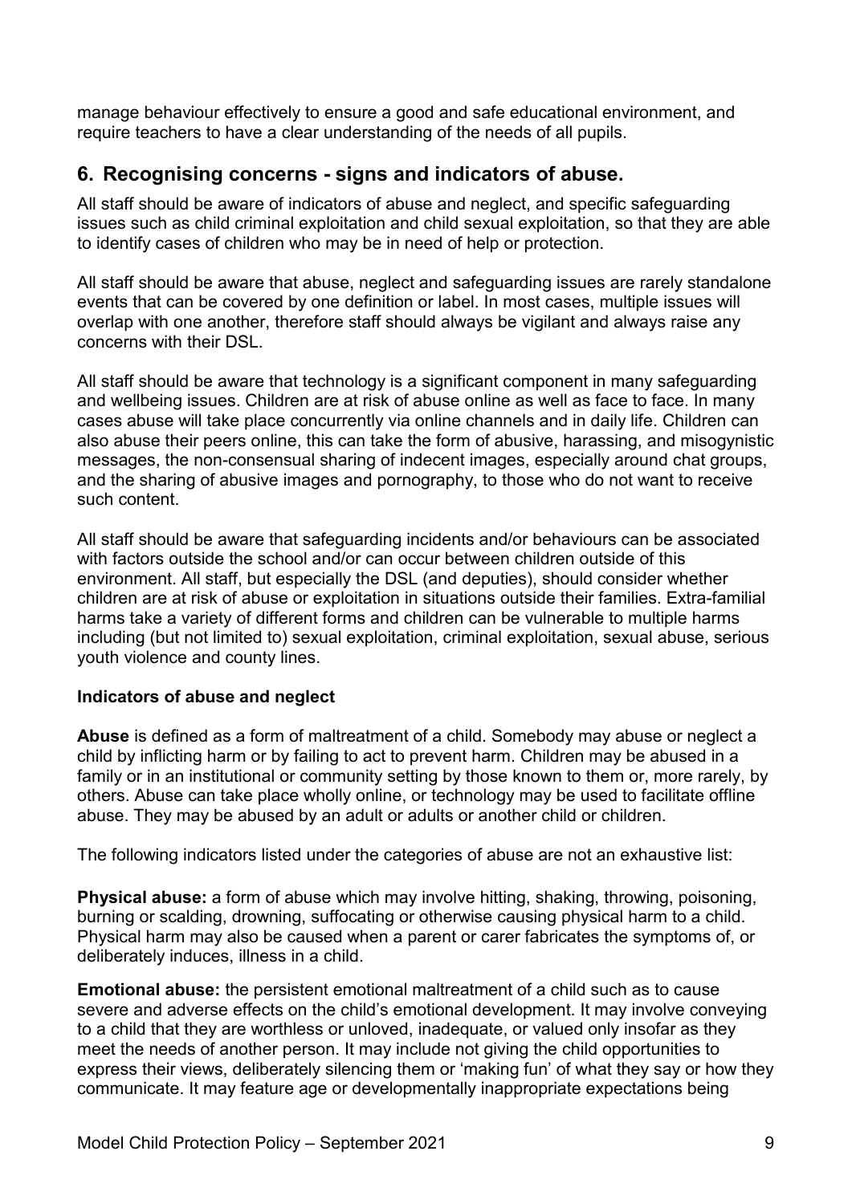manage behaviour effectively to ensure a good and safe educational environment, and require teachers to have a clear understanding of the needs of all pupils.

## 6. Recognising concerns - signs and indicators of abuse.

All staff should be aware of indicators of abuse and neglect, and specific safeguarding issues such as child criminal exploitation and child sexual exploitation, so that they are able to identify cases of children who may be in need of help or protection.

All staff should be aware that abuse, neglect and safeguarding issues are rarely standalone events that can be covered by one definition or label. In most cases, multiple issues will overlap with one another, therefore staff should always be vigilant and always raise any concerns with their DSL.

All staff should be aware that technology is a significant component in many safeguarding and wellbeing issues. Children are at risk of abuse online as well as face to face. In many cases abuse will take place concurrently via online channels and in daily life. Children can also abuse their peers online, this can take the form of abusive, harassing, and misogynistic messages, the non-consensual sharing of indecent images, especially around chat groups, and the sharing of abusive images and pornography, to those who do not want to receive such content.

All staff should be aware that safeguarding incidents and/or behaviours can be associated with factors outside the school and/or can occur between children outside of this environment. All staff, but especially the DSL (and deputies), should consider whether children are at risk of abuse or exploitation in situations outside their families. Extra-familial harms take a variety of different forms and children can be vulnerable to multiple harms including (but not limited to) sexual exploitation, criminal exploitation, sexual abuse, serious youth violence and county lines.

**Indicators of abuse and neglect**

**Abuse** is defined as a form of maltreatment of a child. Somebody may abuse or neglect a child by inflicting harm or by failing to act to prevent harm. Children may be abused in a family or in an institutional or community setting by those known to them or, more rarely, by others. Abuse can take place wholly online, or technology may be used to facilitate offline abuse. They may be abused by an adult or adults or another child or children.

The following indicators listed under the categories of abuse are not an exhaustive list:

**Physical abuse:** a form of abuse which may involve hitting, shaking, throwing, poisoning, burning or scalding, drowning, suffocating or otherwise causing physical harm to a child. Physical harm may also be caused when a parent or carer fabricates the symptoms of, or deliberately induces, illness in a child.

**Emotional abuse:** the persistent emotional maltreatment of a child such as to cause severe and adverse effects on the child's emotional development. It may involve conveying to a child that they are worthless or unloved, inadequate, or valued only insofar as they meet the needs of another person. It may include not giving the child opportunities to express their views, deliberately silencing them or 'making fun' of what they say or how they communicate. It may feature age or developmentally inappropriate expectations being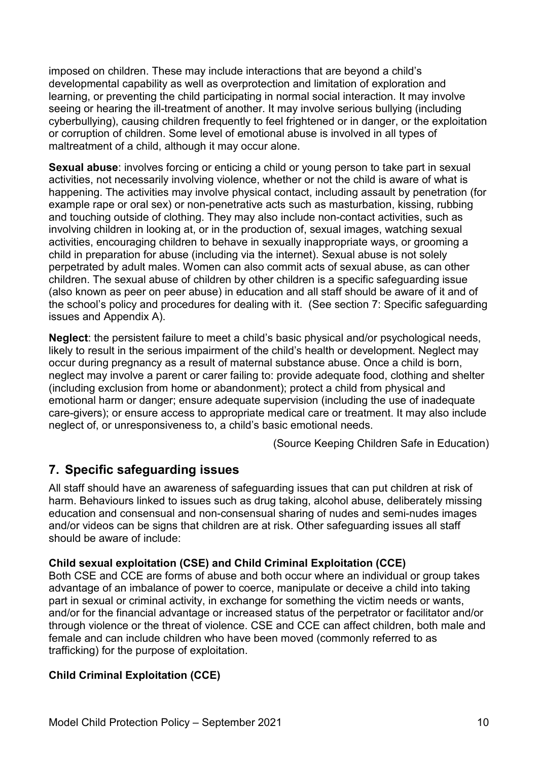imposed on children. These may include interactions that are beyond a child's developmental capability as well as overprotection and limitation of exploration and learning, or preventing the child participating in normal social interaction. It may involve seeing or hearing the ill-treatment of another. It may involve serious bullying (including cyberbullying), causing children frequently to feel frightened or in danger, or the exploitation or corruption of children. Some level of emotional abuse is involved in all types of maltreatment of a child, although it may occur alone.

**Sexual abuse**: involves forcing or enticing a child or young person to take part in sexual activities, not necessarily involving violence, whether or not the child is aware of what is happening. The activities may involve physical contact, including assault by penetration (for example rape or oral sex) or non-penetrative acts such as masturbation, kissing, rubbing and touching outside of clothing. They may also include non-contact activities, such as involving children in looking at, or in the production of, sexual images, watching sexual activities, encouraging children to behave in sexually inappropriate ways, or grooming a child in preparation for abuse (including via the internet). Sexual abuse is not solely perpetrated by adult males. Women can also commit acts of sexual abuse, as can other children. The sexual abuse of children by other children is a specific safeguarding issue (also known as peer on peer abuse) in education and all staff should be aware of it and of the school's policy and procedures for dealing with it. (See section 7: Specific safeguarding issues and Appendix A).

**Neglect**: the persistent failure to meet a child's basic physical and/or psychological needs, likely to result in the serious impairment of the child's health or development. Neglect may occur during pregnancy as a result of maternal substance abuse. Once a child is born, neglect may involve a parent or carer failing to: provide adequate food, clothing and shelter (including exclusion from home or abandonment); protect a child from physical and emotional harm or danger; ensure adequate supervision (including the use of inadequate care-givers); or ensure access to appropriate medical care or treatment. It may also include neglect of, or unresponsiveness to, a child's basic emotional needs.

(Source Keeping Children Safe in Education)

## 7. Specific safeguarding issues

All staff should have an awareness of safeguarding issues that can put children at risk of harm. Behaviours linked to issues such as drug taking, alcohol abuse, deliberately missing education and consensual and non-consensual sharing of nudes and semi-nudes images and/or videos can be signs that children are at risk. Other safeguarding issues all staff should be aware of include:

### Child sexual exploitation (CSE) and Child Criminal Exploitation (CCE)

Both CSE and CCE are forms of abuse and both occur where an individual or group takes advantage of an imbalance of power to coerce, manipulate or deceive a child into taking part in sexual or criminal activity, in exchange for something the victim needs or wants, and/or for the financial advantage or increased status of the perpetrator or facilitator and/or through violence or the threat of violence. CSE and CCE can affect children, both male and female and can include children who have been moved (commonly referred to as trafficking) for the purpose of exploitation.

### Child Criminal Exploitation (CCE)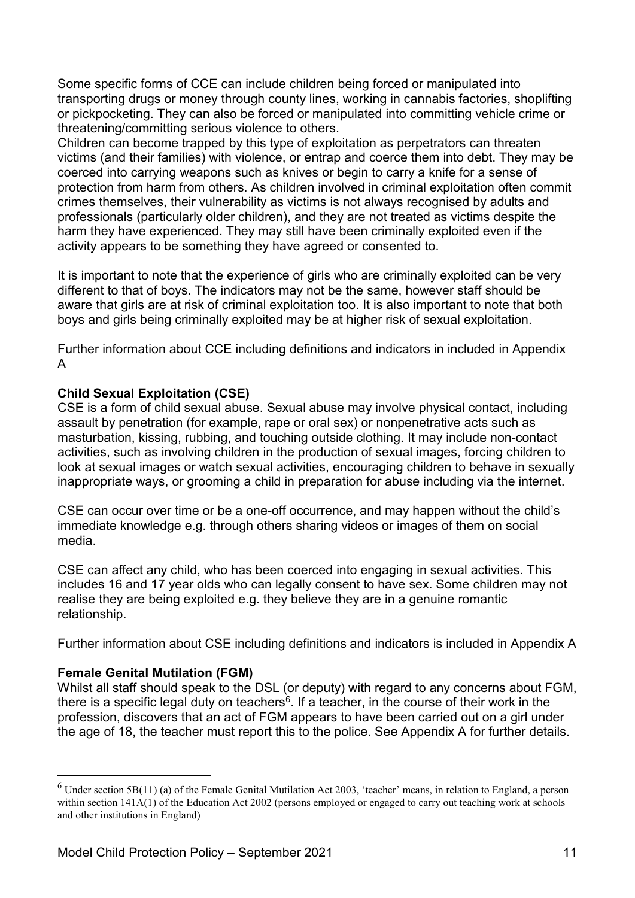Some specific forms of CCE can include children being forced or manipulated into transporting drugs or money through county lines, working in cannabis factories, shoplifting or pickpocketing. They can also be forced or manipulated into committing vehicle crime or threatening/committing serious violence to others.

Children can become trapped by this type of exploitation as perpetrators can threaten victims (and their families) with violence, or entrap and coerce them into debt. They may be coerced into carrying weapons such as knives or begin to carry a knife for a sense of protection from harm from others. As children involved in criminal exploitation often commit crimes themselves, their vulnerability as victims is not always recognised by adults and professionals (particularly older children), and they are not treated as victims despite the harm they have experienced. They may still have been criminally exploited even if the activity appears to be something they have agreed or consented to.

It is important to note that the experience of girls who are criminally exploited can be very different to that of boys. The indicators may not be the same, however staff should be aware that girls are at risk of criminal exploitation too. It is also important to note that both boys and girls being criminally exploited may be at higher risk of sexual exploitation.

Further information about CCE including definitions and indicators in included in Appendix A

**Child Sexual Exploitation (CSE)**

CSE is a form of child sexual abuse. Sexual abuse may involve physical contact, including assault by penetration (for example, rape or oral sex) or nonpenetrative acts such as masturbation, kissing, rubbing, and touching outside clothing. It may include non-contact activities, such as involving children in the production of sexual images, forcing children to look at sexual images or watch sexual activities, encouraging children to behave in sexually inappropriate ways, or grooming a child in preparation for abuse including via the internet.

CSE can occur over time or be a one-off occurrence, and may happen without the child's immediate knowledge e.g. through others sharing videos or images of them on social media.

CSE can affect any child, who has been coerced into engaging in sexual activities. This includes 16 and 17 year olds who can legally consent to have sex. Some children may not realise they are being exploited e.g. they believe they are in a genuine romantic relationship.

Further information about CSE including definitions and indicators is included in Appendix A

**Female Genital Mutilation (FGM)**

Whilst all staff should speak to the DSL (or deputy) with regard to any concerns about FGM, there is a specific legal duty on teachers[6]. If a teacher, in the course of their work in the profession, discovers that an act of FGM appears to have been carried out on a girl under the age of 18, the teacher must report this to the police. See Appendix A for further details.

---

[6] Under section 5B(11) (a) of the Female Genital Mutilation Act 2003, 'teacher' means, in relation to England, a person within section 141A(1) of the Education Act 2002 (persons employed or engaged to carry out teaching work at schools and other institutions in England)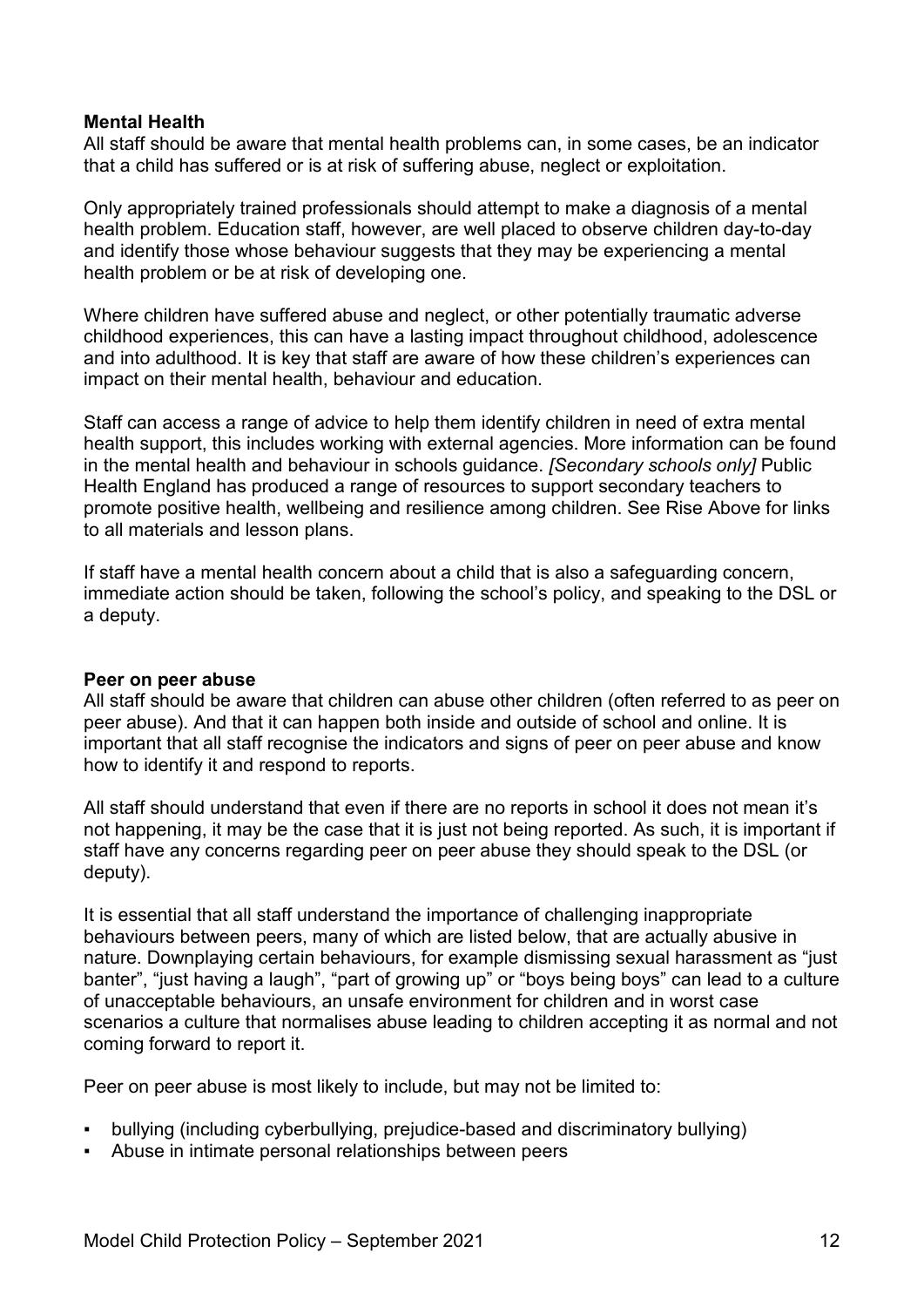**Mental Health**

All staff should be aware that mental health problems can, in some cases, be an indicator that a child has suffered or is at risk of suffering abuse, neglect or exploitation.

Only appropriately trained professionals should attempt to make a diagnosis of a mental health problem. Education staff, however, are well placed to observe children day-to-day and identify those whose behaviour suggests that they may be experiencing a mental health problem or be at risk of developing one.

Where children have suffered abuse and neglect, or other potentially traumatic adverse childhood experiences, this can have a lasting impact throughout childhood, adolescence and into adulthood. It is key that staff are aware of how these children's experiences can impact on their mental health, behaviour and education.

Staff can access a range of advice to help them identify children in need of extra mental health support, this includes working with external agencies. More information can be found in the mental health and behaviour in schools guidance. *[Secondary schools only]* Public Health England has produced a range of resources to support secondary teachers to promote positive health, wellbeing and resilience among children. See Rise Above for links to all materials and lesson plans.

If staff have a mental health concern about a child that is also a safeguarding concern, immediate action should be taken, following the school's policy, and speaking to the DSL or a deputy.

**Peer on peer abuse**

All staff should be aware that children can abuse other children (often referred to as peer on peer abuse). And that it can happen both inside and outside of school and online. It is important that all staff recognise the indicators and signs of peer on peer abuse and know how to identify it and respond to reports.

All staff should understand that even if there are no reports in school it does not mean it's not happening, it may be the case that it is just not being reported. As such, it is important if staff have any concerns regarding peer on peer abuse they should speak to the DSL (or deputy).

It is essential that all staff understand the importance of challenging inappropriate behaviours between peers, many of which are listed below, that are actually abusive in nature. Downplaying certain behaviours, for example dismissing sexual harassment as "just banter", "just having a laugh", "part of growing up" or "boys being boys" can lead to a culture of unacceptable behaviours, an unsafe environment for children and in worst case scenarios a culture that normalises abuse leading to children accepting it as normal and not coming forward to report it.

Peer on peer abuse is most likely to include, but may not be limited to:

- bullying (including cyberbullying, prejudice-based and discriminatory bullying)
- Abuse in intimate personal relationships between peers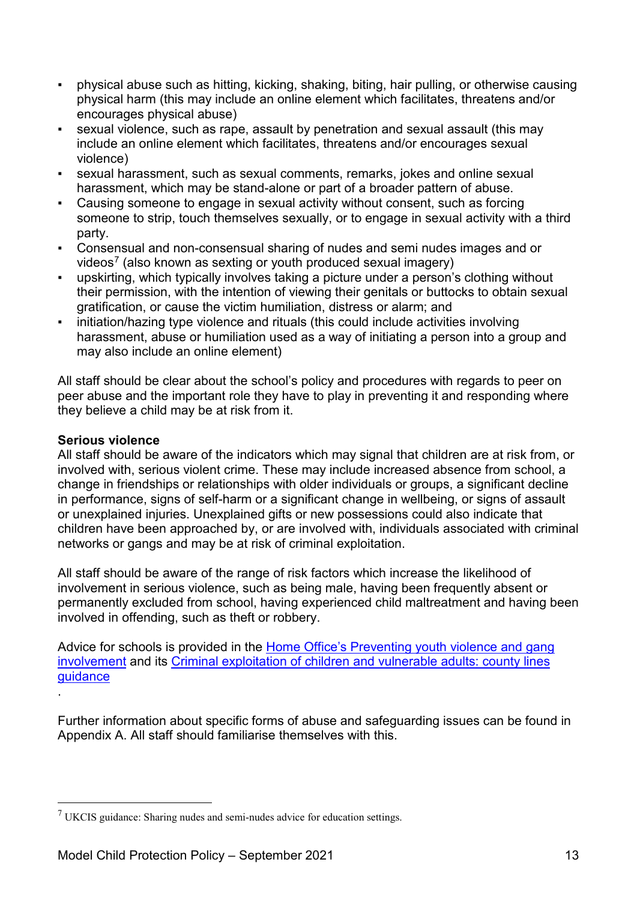- physical abuse such as hitting, kicking, shaking, biting, hair pulling, or otherwise causing physical harm (this may include an online element which facilitates, threatens and/or encourages physical abuse)
- sexual violence, such as rape, assault by penetration and sexual assault (this may include an online element which facilitates, threatens and/or encourages sexual violence)
- sexual harassment, such as sexual comments, remarks, jokes and online sexual harassment, which may be stand-alone or part of a broader pattern of abuse.
- Causing someone to engage in sexual activity without consent, such as forcing someone to strip, touch themselves sexually, or to engage in sexual activity with a third party.
- Consensual and non-consensual sharing of nudes and semi nudes images and or videos[7] (also known as sexting or youth produced sexual imagery)
- upskirting, which typically involves taking a picture under a person's clothing without their permission, with the intention of viewing their genitals or buttocks to obtain sexual gratification, or cause the victim humiliation, distress or alarm; and
- initiation/hazing type violence and rituals (this could include activities involving harassment, abuse or humiliation used as a way of initiating a person into a group and may also include an online element)

All staff should be clear about the school's policy and procedures with regards to peer on peer abuse and the important role they have to play in preventing it and responding where they believe a child may be at risk from it.

**Serious violence**

All staff should be aware of the indicators which may signal that children are at risk from, or involved with, serious violent crime. These may include increased absence from school, a change in friendships or relationships with older individuals or groups, a significant decline in performance, signs of self-harm or a significant change in wellbeing, or signs of assault or unexplained injuries. Unexplained gifts or new possessions could also indicate that children have been approached by, or are involved with, individuals associated with criminal networks or gangs and may be at risk of criminal exploitation.

All staff should be aware of the range of risk factors which increase the likelihood of involvement in serious violence, such as being male, having been frequently absent or permanently excluded from school, having experienced child maltreatment and having been involved in offending, such as theft or robbery.

Advice for schools is provided in the Home Office's Preventing youth violence and gang involvement and its Criminal exploitation of children and vulnerable adults: county lines guidance

.

Further information about specific forms of abuse and safeguarding issues can be found in Appendix A. All staff should familiarise themselves with this.

[7] UKCIS guidance: Sharing nudes and semi-nudes advice for education settings.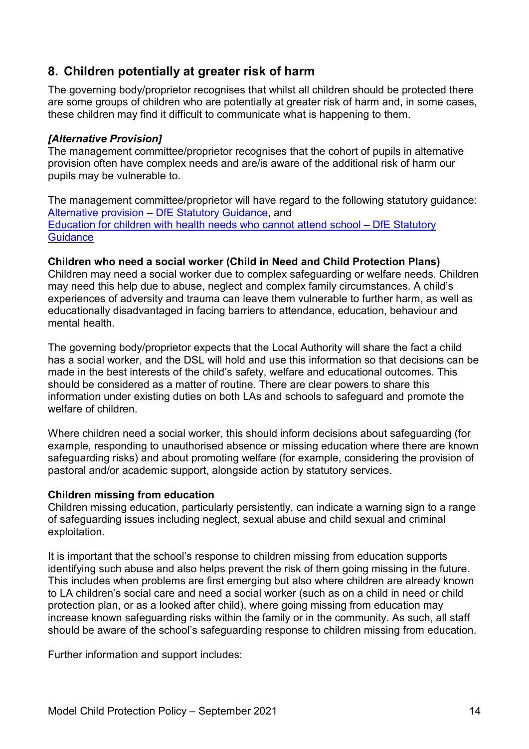## 8. Children potentially at greater risk of harm

The governing body/proprietor recognises that whilst all children should be protected there are some groups of children who are potentially at greater risk of harm and, in some cases, these children may find it difficult to communicate what is happening to them.

***[Alternative Provision]***

The management committee/proprietor recognises that the cohort of pupils in alternative provision often have complex needs and are/is aware of the additional risk of harm our pupils may be vulnerable to.

The management committee/proprietor will have regard to the following statutory guidance: [Alternative provision – DfE Statutory Guidance](), and [Education for children with health needs who cannot attend school – DfE Statutory Guidance]()

**Children who need a social worker (Child in Need and Child Protection Plans)**

Children may need a social worker due to complex safeguarding or welfare needs. Children may need this help due to abuse, neglect and complex family circumstances. A child's experiences of adversity and trauma can leave them vulnerable to further harm, as well as educationally disadvantaged in facing barriers to attendance, education, behaviour and mental health.

The governing body/proprietor expects that the Local Authority will share the fact a child has a social worker, and the DSL will hold and use this information so that decisions can be made in the best interests of the child's safety, welfare and educational outcomes. This should be considered as a matter of routine. There are clear powers to share this information under existing duties on both LAs and schools to safeguard and promote the welfare of children.

Where children need a social worker, this should inform decisions about safeguarding (for example, responding to unauthorised absence or missing education where there are known safeguarding risks) and about promoting welfare (for example, considering the provision of pastoral and/or academic support, alongside action by statutory services.

**Children missing from education**

Children missing education, particularly persistently, can indicate a warning sign to a range of safeguarding issues including neglect, sexual abuse and child sexual and criminal exploitation.

It is important that the school's response to children missing from education supports identifying such abuse and also helps prevent the risk of them going missing in the future. This includes when problems are first emerging but also where children are already known to LA children's social care and need a social worker (such as on a child in need or child protection plan, or as a looked after child), where going missing from education may increase known safeguarding risks within the family or in the community. As such, all staff should be aware of the school's safeguarding response to children missing from education.

Further information and support includes: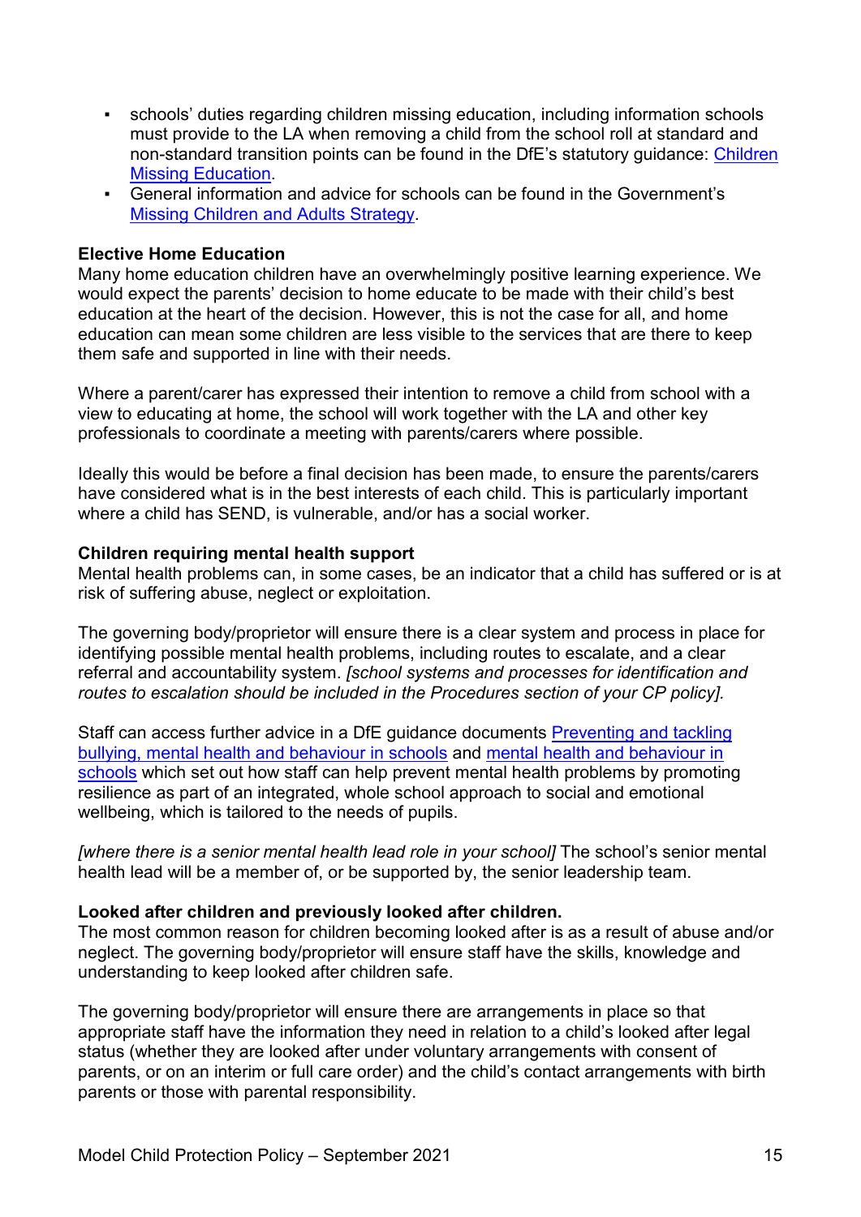- schools' duties regarding children missing education, including information schools must provide to the LA when removing a child from the school roll at standard and non-standard transition points can be found in the DfE's statutory guidance: [Children Missing Education](#).
- General information and advice for schools can be found in the Government's [Missing Children and Adults Strategy](#).

**Elective Home Education**

Many home education children have an overwhelmingly positive learning experience. We would expect the parents' decision to home educate to be made with their child's best education at the heart of the decision. However, this is not the case for all, and home education can mean some children are less visible to the services that are there to keep them safe and supported in line with their needs.

Where a parent/carer has expressed their intention to remove a child from school with a view to educating at home, the school will work together with the LA and other key professionals to coordinate a meeting with parents/carers where possible.

Ideally this would be before a final decision has been made, to ensure the parents/carers have considered what is in the best interests of each child. This is particularly important where a child has SEND, is vulnerable, and/or has a social worker.

**Children requiring mental health support**

Mental health problems can, in some cases, be an indicator that a child has suffered or is at risk of suffering abuse, neglect or exploitation.

The governing body/proprietor will ensure there is a clear system and process in place for identifying possible mental health problems, including routes to escalate, and a clear referral and accountability system. *[school systems and processes for identification and routes to escalation should be included in the Procedures section of your CP policy].*

Staff can access further advice in a DfE guidance documents [Preventing and tackling bullying, mental health and behaviour in schools](#) and [mental health and behaviour in schools](#) which set out how staff can help prevent mental health problems by promoting resilience as part of an integrated, whole school approach to social and emotional wellbeing, which is tailored to the needs of pupils.

*[where there is a senior mental health lead role in your school]* The school's senior mental health lead will be a member of, or be supported by, the senior leadership team.

**Looked after children and previously looked after children.**

The most common reason for children becoming looked after is as a result of abuse and/or neglect. The governing body/proprietor will ensure staff have the skills, knowledge and understanding to keep looked after children safe.

The governing body/proprietor will ensure there are arrangements in place so that appropriate staff have the information they need in relation to a child's looked after legal status (whether they are looked after under voluntary arrangements with consent of parents, or on an interim or full care order) and the child's contact arrangements with birth parents or those with parental responsibility.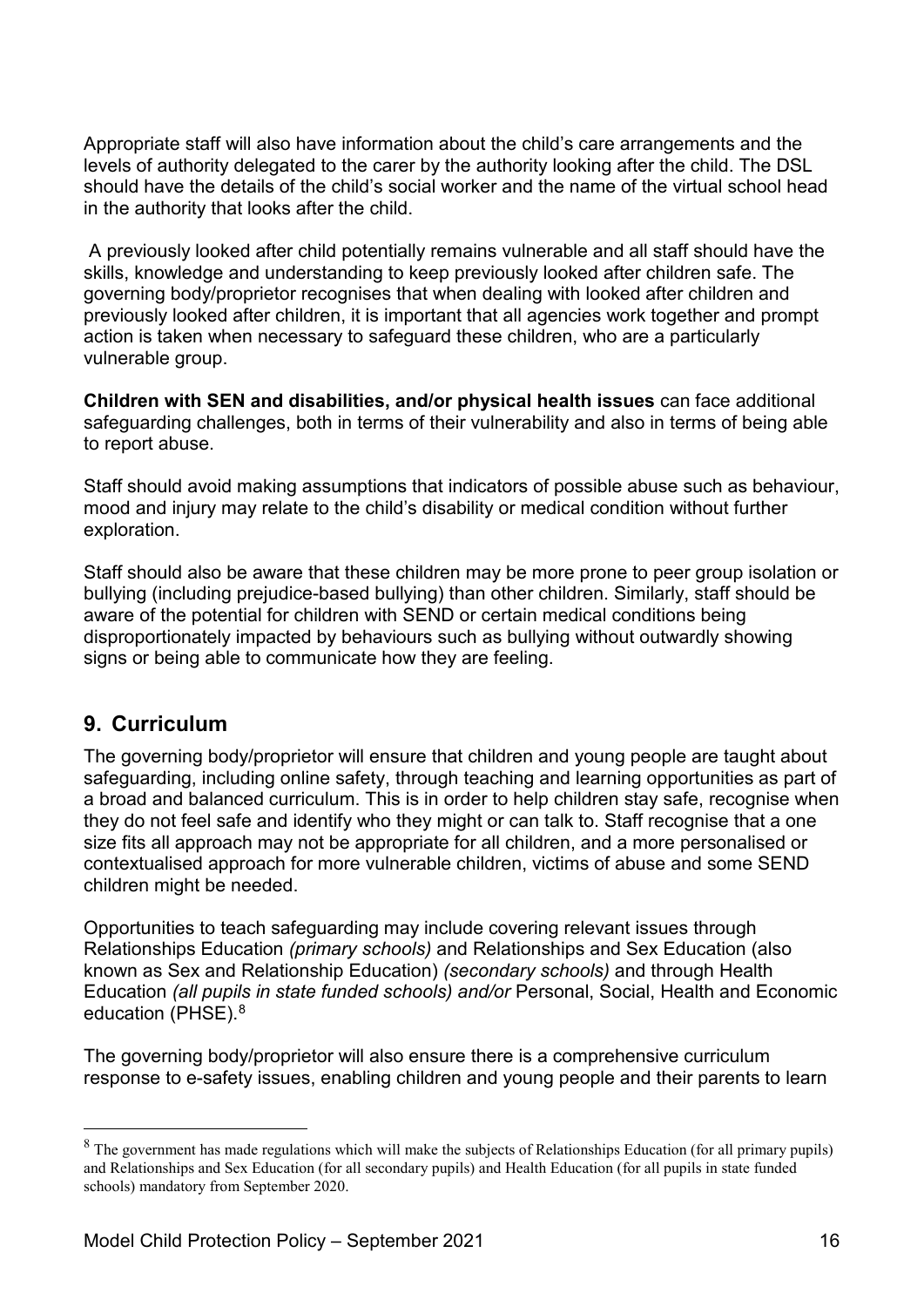Appropriate staff will also have information about the child's care arrangements and the levels of authority delegated to the carer by the authority looking after the child. The DSL should have the details of the child's social worker and the name of the virtual school head in the authority that looks after the child.

A previously looked after child potentially remains vulnerable and all staff should have the skills, knowledge and understanding to keep previously looked after children safe. The governing body/proprietor recognises that when dealing with looked after children and previously looked after children, it is important that all agencies work together and prompt action is taken when necessary to safeguard these children, who are a particularly vulnerable group.

**Children with SEN and disabilities, and/or physical health issues** can face additional safeguarding challenges, both in terms of their vulnerability and also in terms of being able to report abuse.

Staff should avoid making assumptions that indicators of possible abuse such as behaviour, mood and injury may relate to the child's disability or medical condition without further exploration.

Staff should also be aware that these children may be more prone to peer group isolation or bullying (including prejudice-based bullying) than other children. Similarly, staff should be aware of the potential for children with SEND or certain medical conditions being disproportionately impacted by behaviours such as bullying without outwardly showing signs or being able to communicate how they are feeling.

## 9. Curriculum

The governing body/proprietor will ensure that children and young people are taught about safeguarding, including online safety, through teaching and learning opportunities as part of a broad and balanced curriculum. This is in order to help children stay safe, recognise when they do not feel safe and identify who they might or can talk to. Staff recognise that a one size fits all approach may not be appropriate for all children, and a more personalised or contextualised approach for more vulnerable children, victims of abuse and some SEND children might be needed.

Opportunities to teach safeguarding may include covering relevant issues through Relationships Education *(primary schools)* and Relationships and Sex Education (also known as Sex and Relationship Education) *(secondary schools)* and through Health Education *(all pupils in state funded schools) and/or* Personal, Social, Health and Economic education (PHSE).[8]

The governing body/proprietor will also ensure there is a comprehensive curriculum response to e-safety issues, enabling children and young people and their parents to learn

---

[8] The government has made regulations which will make the subjects of Relationships Education (for all primary pupils) and Relationships and Sex Education (for all secondary pupils) and Health Education (for all pupils in state funded schools) mandatory from September 2020.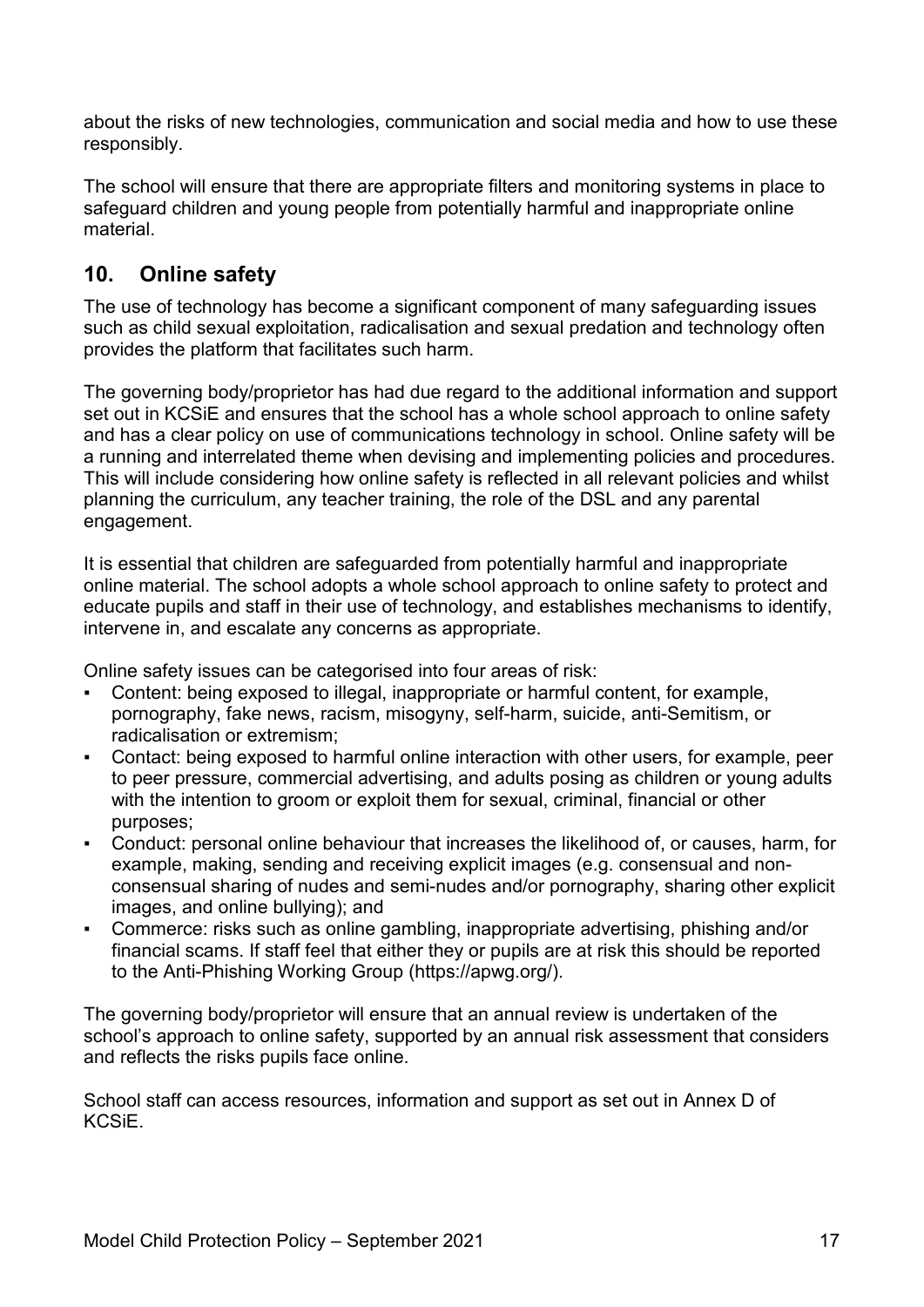about the risks of new technologies, communication and social media and how to use these responsibly.

The school will ensure that there are appropriate filters and monitoring systems in place to safeguard children and young people from potentially harmful and inappropriate online material.

## 10. Online safety

The use of technology has become a significant component of many safeguarding issues such as child sexual exploitation, radicalisation and sexual predation and technology often provides the platform that facilitates such harm.

The governing body/proprietor has had due regard to the additional information and support set out in KCSiE and ensures that the school has a whole school approach to online safety and has a clear policy on use of communications technology in school. Online safety will be a running and interrelated theme when devising and implementing policies and procedures. This will include considering how online safety is reflected in all relevant policies and whilst planning the curriculum, any teacher training, the role of the DSL and any parental engagement.

It is essential that children are safeguarded from potentially harmful and inappropriate online material. The school adopts a whole school approach to online safety to protect and educate pupils and staff in their use of technology, and establishes mechanisms to identify, intervene in, and escalate any concerns as appropriate.

Online safety issues can be categorised into four areas of risk:

- Content: being exposed to illegal, inappropriate or harmful content, for example, pornography, fake news, racism, misogyny, self-harm, suicide, anti-Semitism, or radicalisation or extremism;
- Contact: being exposed to harmful online interaction with other users, for example, peer to peer pressure, commercial advertising, and adults posing as children or young adults with the intention to groom or exploit them for sexual, criminal, financial or other purposes;
- Conduct: personal online behaviour that increases the likelihood of, or causes, harm, for example, making, sending and receiving explicit images (e.g. consensual and non-consensual sharing of nudes and semi-nudes and/or pornography, sharing other explicit images, and online bullying); and
- Commerce: risks such as online gambling, inappropriate advertising, phishing and/or financial scams. If staff feel that either they or pupils are at risk this should be reported to the Anti-Phishing Working Group (https://apwg.org/).

The governing body/proprietor will ensure that an annual review is undertaken of the school's approach to online safety, supported by an annual risk assessment that considers and reflects the risks pupils face online.

School staff can access resources, information and support as set out in Annex D of KCSiE.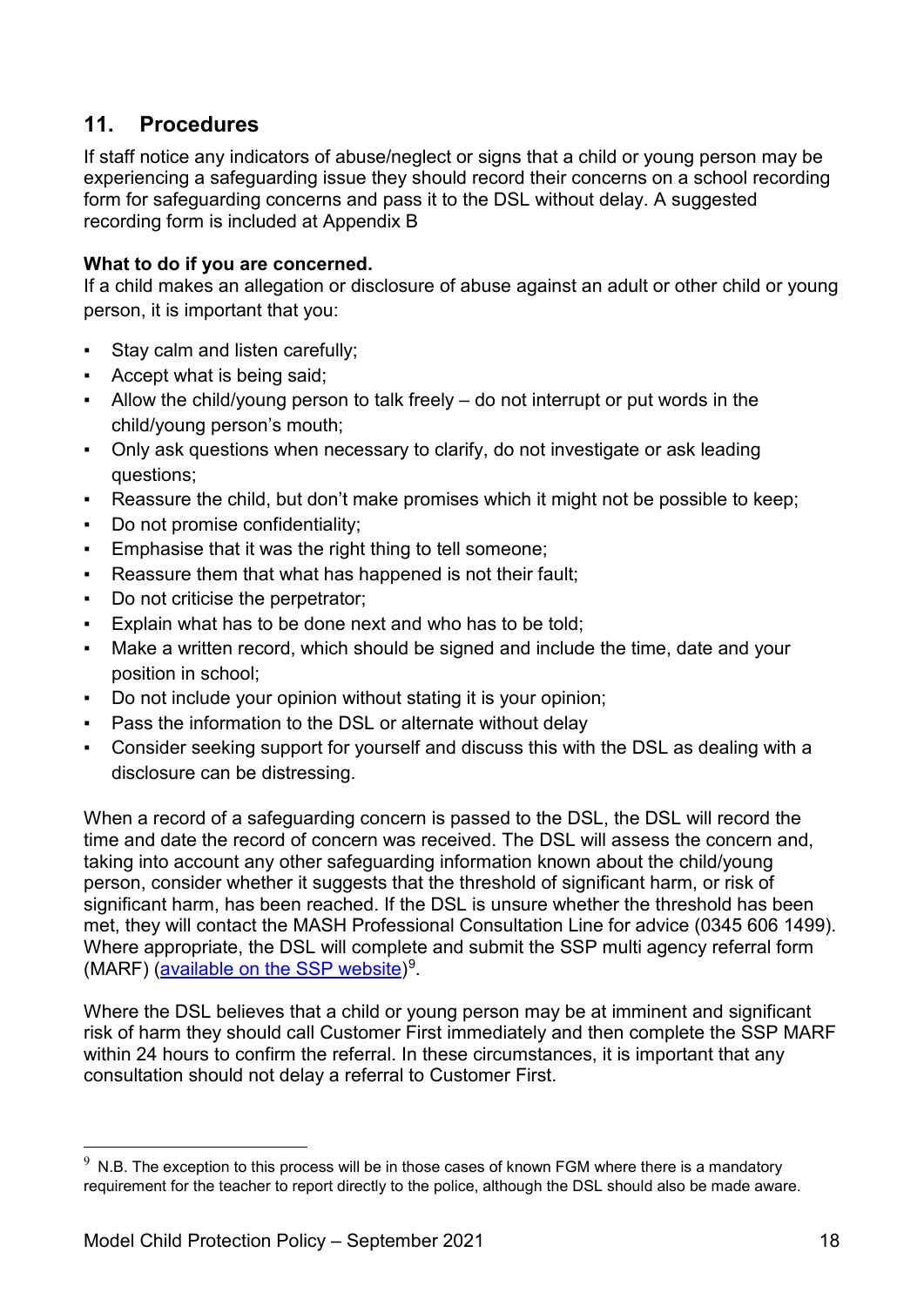## 11. Procedures

If staff notice any indicators of abuse/neglect or signs that a child or young person may be experiencing a safeguarding issue they should record their concerns on a school recording form for safeguarding concerns and pass it to the DSL without delay. A suggested recording form is included at Appendix B

**What to do if you are concerned.**

If a child makes an allegation or disclosure of abuse against an adult or other child or young person, it is important that you:

- Stay calm and listen carefully;
- Accept what is being said;
- Allow the child/young person to talk freely – do not interrupt or put words in the child/young person's mouth;
- Only ask questions when necessary to clarify, do not investigate or ask leading questions;
- Reassure the child, but don't make promises which it might not be possible to keep;
- Do not promise confidentiality;
- Emphasise that it was the right thing to tell someone;
- Reassure them that what has happened is not their fault;
- Do not criticise the perpetrator;
- Explain what has to be done next and who has to be told;
- Make a written record, which should be signed and include the time, date and your position in school;
- Do not include your opinion without stating it is your opinion;
- Pass the information to the DSL or alternate without delay
- Consider seeking support for yourself and discuss this with the DSL as dealing with a disclosure can be distressing.

When a record of a safeguarding concern is passed to the DSL, the DSL will record the time and date the record of concern was received. The DSL will assess the concern and, taking into account any other safeguarding information known about the child/young person, consider whether it suggests that the threshold of significant harm, or risk of significant harm, has been reached. If the DSL is unsure whether the threshold has been met, they will contact the MASH Professional Consultation Line for advice (0345 606 1499). Where appropriate, the DSL will complete and submit the SSP multi agency referral form (MARF) (available on the SSP website)[9].

Where the DSL believes that a child or young person may be at imminent and significant risk of harm they should call Customer First immediately and then complete the SSP MARF within 24 hours to confirm the referral. In these circumstances, it is important that any consultation should not delay a referral to Customer First.

[9] N.B. The exception to this process will be in those cases of known FGM where there is a mandatory requirement for the teacher to report directly to the police, although the DSL should also be made aware.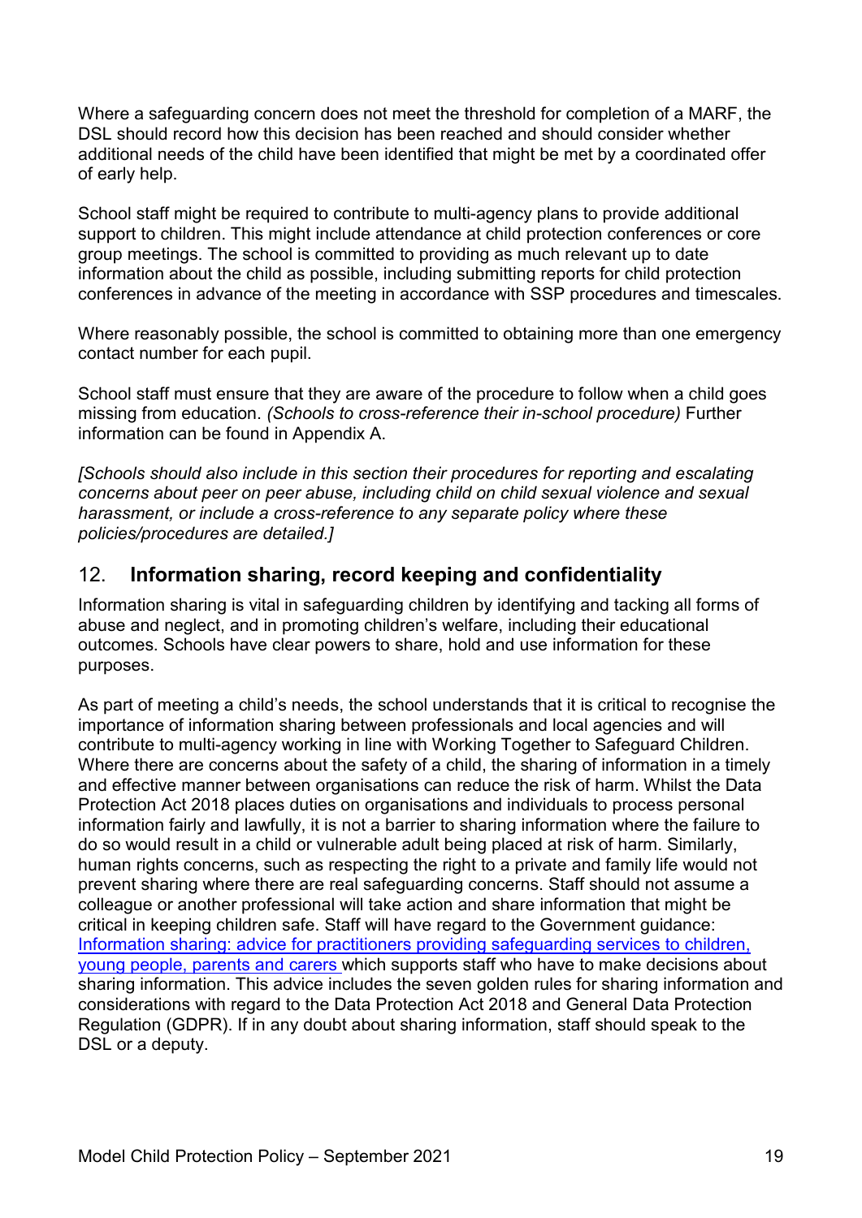Where a safeguarding concern does not meet the threshold for completion of a MARF, the DSL should record how this decision has been reached and should consider whether additional needs of the child have been identified that might be met by a coordinated offer of early help.

School staff might be required to contribute to multi-agency plans to provide additional support to children. This might include attendance at child protection conferences or core group meetings. The school is committed to providing as much relevant up to date information about the child as possible, including submitting reports for child protection conferences in advance of the meeting in accordance with SSP procedures and timescales.

Where reasonably possible, the school is committed to obtaining more than one emergency contact number for each pupil.

School staff must ensure that they are aware of the procedure to follow when a child goes missing from education. *(Schools to cross-reference their in-school procedure)* Further information can be found in Appendix A.

*[Schools should also include in this section their procedures for reporting and escalating concerns about peer on peer abuse, including child on child sexual violence and sexual harassment, or include a cross-reference to any separate policy where these policies/procedures are detailed.]*

## 12. **Information sharing, record keeping and confidentiality**

Information sharing is vital in safeguarding children by identifying and tacking all forms of abuse and neglect, and in promoting children's welfare, including their educational outcomes. Schools have clear powers to share, hold and use information for these purposes.

As part of meeting a child's needs, the school understands that it is critical to recognise the importance of information sharing between professionals and local agencies and will contribute to multi-agency working in line with Working Together to Safeguard Children. Where there are concerns about the safety of a child, the sharing of information in a timely and effective manner between organisations can reduce the risk of harm. Whilst the Data Protection Act 2018 places duties on organisations and individuals to process personal information fairly and lawfully, it is not a barrier to sharing information where the failure to do so would result in a child or vulnerable adult being placed at risk of harm. Similarly, human rights concerns, such as respecting the right to a private and family life would not prevent sharing where there are real safeguarding concerns. Staff should not assume a colleague or another professional will take action and share information that might be critical in keeping children safe. Staff will have regard to the Government guidance: Information sharing: advice for practitioners providing safeguarding services to children, young people, parents and carers which supports staff who have to make decisions about sharing information. This advice includes the seven golden rules for sharing information and considerations with regard to the Data Protection Act 2018 and General Data Protection Regulation (GDPR). If in any doubt about sharing information, staff should speak to the DSL or a deputy.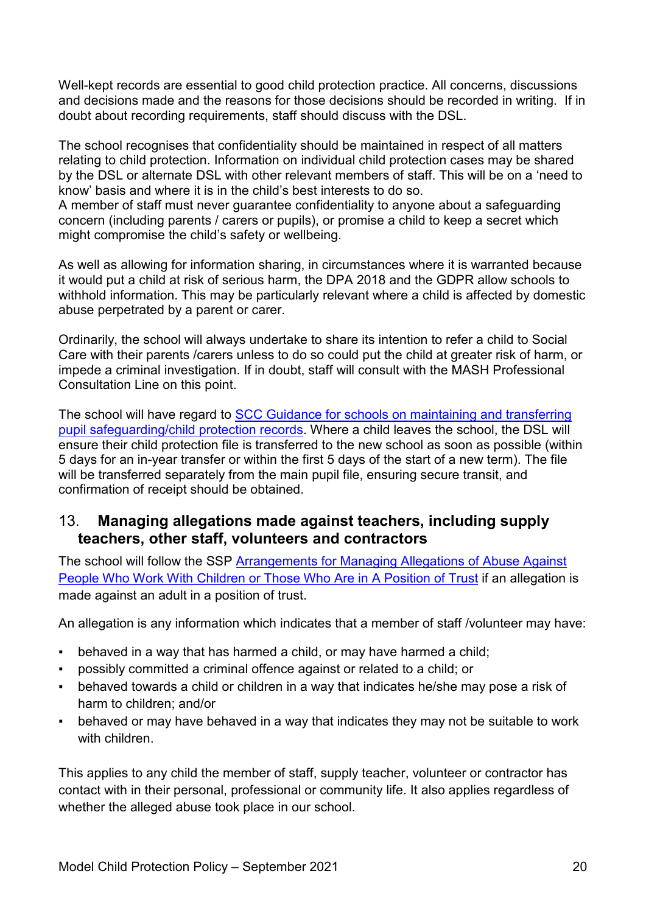Well-kept records are essential to good child protection practice. All concerns, discussions and decisions made and the reasons for those decisions should be recorded in writing. If in doubt about recording requirements, staff should discuss with the DSL.

The school recognises that confidentiality should be maintained in respect of all matters relating to child protection. Information on individual child protection cases may be shared by the DSL or alternate DSL with other relevant members of staff. This will be on a 'need to know' basis and where it is in the child's best interests to do so.
A member of staff must never guarantee confidentiality to anyone about a safeguarding concern (including parents / carers or pupils), or promise a child to keep a secret which might compromise the child's safety or wellbeing.

As well as allowing for information sharing, in circumstances where it is warranted because it would put a child at risk of serious harm, the DPA 2018 and the GDPR allow schools to withhold information. This may be particularly relevant where a child is affected by domestic abuse perpetrated by a parent or carer.

Ordinarily, the school will always undertake to share its intention to refer a child to Social Care with their parents /carers unless to do so could put the child at greater risk of harm, or impede a criminal investigation. If in doubt, staff will consult with the MASH Professional Consultation Line on this point.

The school will have regard to SCC Guidance for schools on maintaining and transferring pupil safeguarding/child protection records. Where a child leaves the school, the DSL will ensure their child protection file is transferred to the new school as soon as possible (within 5 days for an in-year transfer or within the first 5 days of the start of a new term). The file will be transferred separately from the main pupil file, ensuring secure transit, and confirmation of receipt should be obtained.

## 13. Managing allegations made against teachers, including supply teachers, other staff, volunteers and contractors

The school will follow the SSP Arrangements for Managing Allegations of Abuse Against People Who Work With Children or Those Who Are in A Position of Trust if an allegation is made against an adult in a position of trust.

An allegation is any information which indicates that a member of staff /volunteer may have:

- behaved in a way that has harmed a child, or may have harmed a child;
- possibly committed a criminal offence against or related to a child; or
- behaved towards a child or children in a way that indicates he/she may pose a risk of harm to children; and/or
- behaved or may have behaved in a way that indicates they may not be suitable to work with children.

This applies to any child the member of staff, supply teacher, volunteer or contractor has contact with in their personal, professional or community life. It also applies regardless of whether the alleged abuse took place in our school.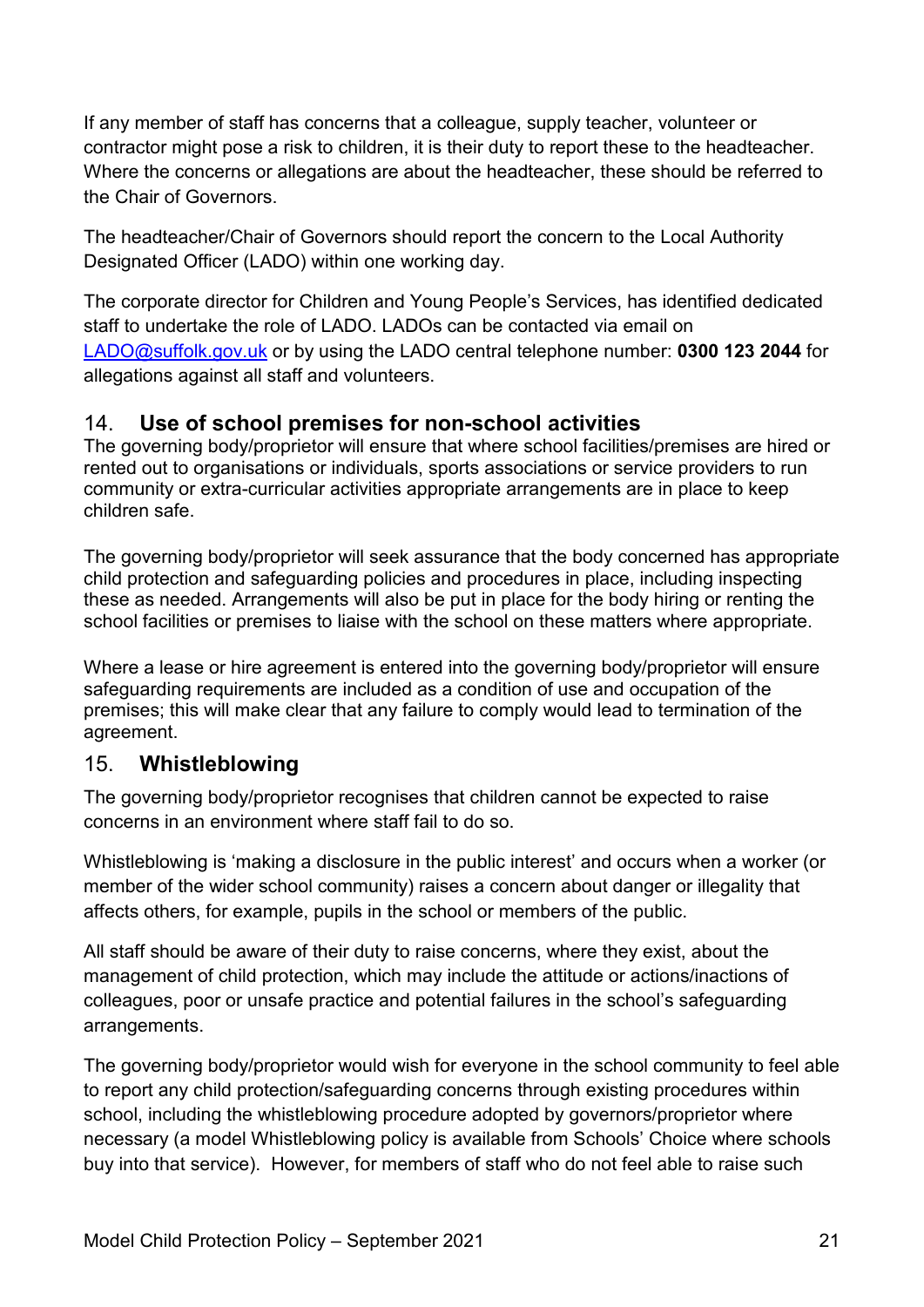If any member of staff has concerns that a colleague, supply teacher, volunteer or contractor might pose a risk to children, it is their duty to report these to the headteacher. Where the concerns or allegations are about the headteacher, these should be referred to the Chair of Governors.

The headteacher/Chair of Governors should report the concern to the Local Authority Designated Officer (LADO) within one working day.

The corporate director for Children and Young People's Services, has identified dedicated staff to undertake the role of LADO. LADOs can be contacted via email on [LADO@suffolk.gov.uk](mailto:LADO@suffolk.gov.uk) or by using the LADO central telephone number: **0300 123 2044** for allegations against all staff and volunteers.

## 14. Use of school premises for non-school activities

The governing body/proprietor will ensure that where school facilities/premises are hired or rented out to organisations or individuals, sports associations or service providers to run community or extra-curricular activities appropriate arrangements are in place to keep children safe.

The governing body/proprietor will seek assurance that the body concerned has appropriate child protection and safeguarding policies and procedures in place, including inspecting these as needed. Arrangements will also be put in place for the body hiring or renting the school facilities or premises to liaise with the school on these matters where appropriate.

Where a lease or hire agreement is entered into the governing body/proprietor will ensure safeguarding requirements are included as a condition of use and occupation of the premises; this will make clear that any failure to comply would lead to termination of the agreement.

## 15. Whistleblowing

The governing body/proprietor recognises that children cannot be expected to raise concerns in an environment where staff fail to do so.

Whistleblowing is 'making a disclosure in the public interest' and occurs when a worker (or member of the wider school community) raises a concern about danger or illegality that affects others, for example, pupils in the school or members of the public.

All staff should be aware of their duty to raise concerns, where they exist, about the management of child protection, which may include the attitude or actions/inactions of colleagues, poor or unsafe practice and potential failures in the school's safeguarding arrangements.

The governing body/proprietor would wish for everyone in the school community to feel able to report any child protection/safeguarding concerns through existing procedures within school, including the whistleblowing procedure adopted by governors/proprietor where necessary (a model Whistleblowing policy is available from Schools' Choice where schools buy into that service). However, for members of staff who do not feel able to raise such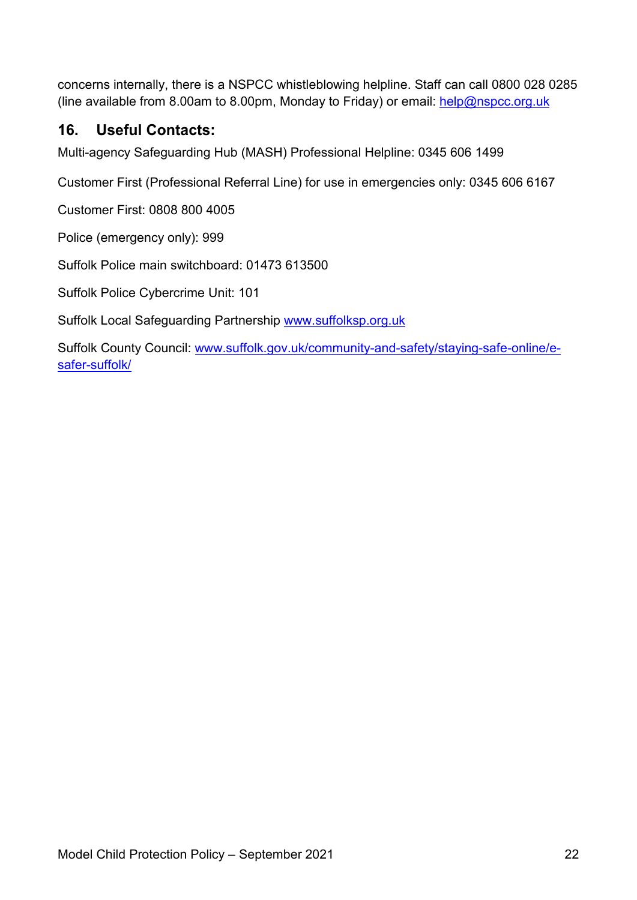concerns internally, there is a NSPCC whistleblowing helpline. Staff can call 0800 028 0285 (line available from 8.00am to 8.00pm, Monday to Friday) or email: [help@nspcc.org.uk](mailto:help@nspcc.org.uk)

## 16. Useful Contacts:

Multi-agency Safeguarding Hub (MASH) Professional Helpline: 0345 606 1499

Customer First (Professional Referral Line) for use in emergencies only: 0345 606 6167

Customer First: 0808 800 4005

Police (emergency only): 999

Suffolk Police main switchboard: 01473 613500

Suffolk Police Cybercrime Unit: 101

Suffolk Local Safeguarding Partnership [www.suffolksp.org.uk](http://www.suffolksp.org.uk)

Suffolk County Council: [www.suffolk.gov.uk/community-and-safety/staying-safe-online/e-safer-suffolk/](http://www.suffolk.gov.uk/community-and-safety/staying-safe-online/e-safer-suffolk/)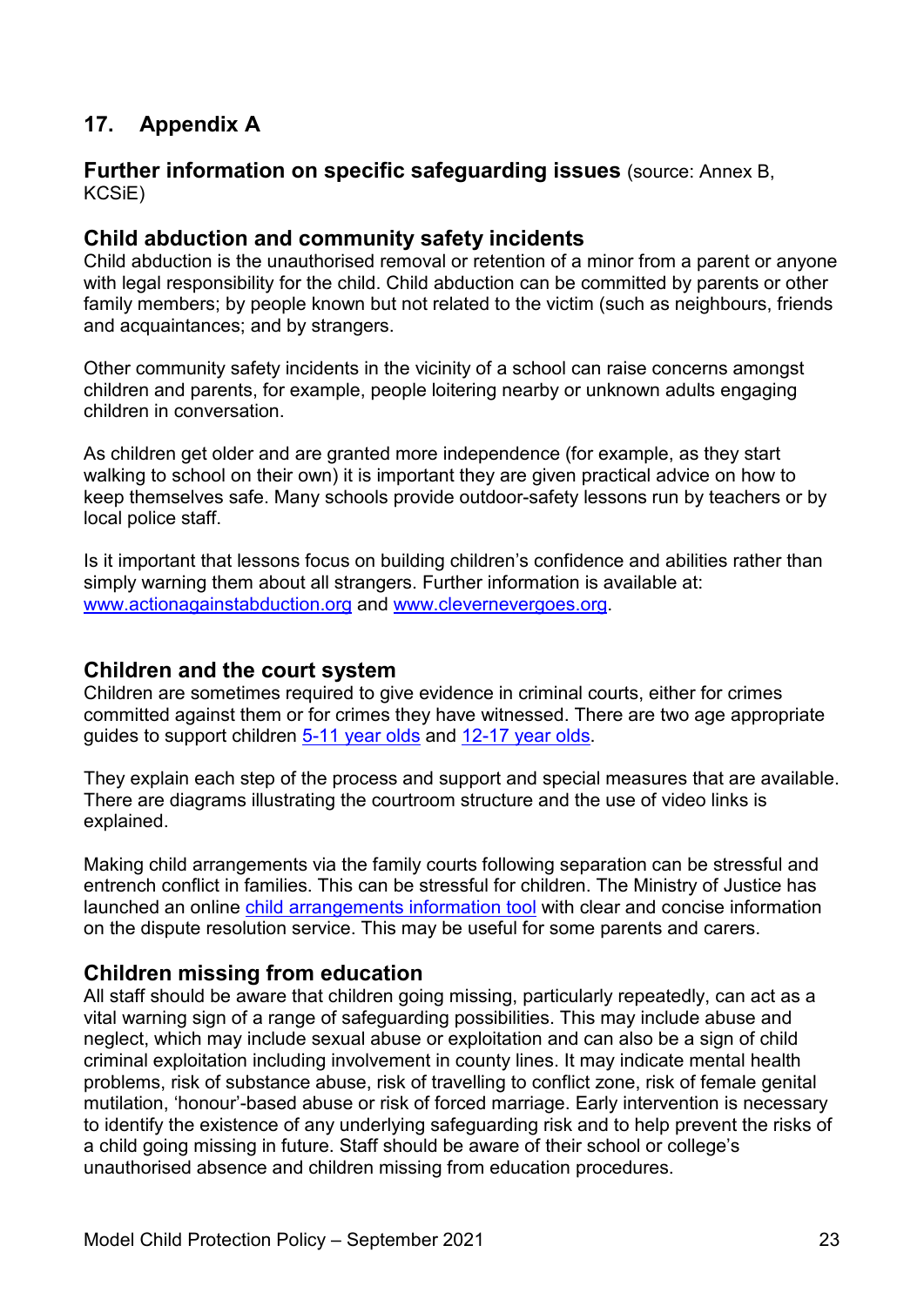## 17. Appendix A

### Further information on specific safeguarding issues (source: Annex B, KCSiE)

### Child abduction and community safety incidents

Child abduction is the unauthorised removal or retention of a minor from a parent or anyone with legal responsibility for the child. Child abduction can be committed by parents or other family members; by people known but not related to the victim (such as neighbours, friends and acquaintances; and by strangers.

Other community safety incidents in the vicinity of a school can raise concerns amongst children and parents, for example, people loitering nearby or unknown adults engaging children in conversation.

As children get older and are granted more independence (for example, as they start walking to school on their own) it is important they are given practical advice on how to keep themselves safe. Many schools provide outdoor-safety lessons run by teachers or by local police staff.

Is it important that lessons focus on building children's confidence and abilities rather than simply warning them about all strangers. Further information is available at: [www.actionagainstabduction.org](www.actionagainstabduction.org) and [www.clevernevergoes.org](www.clevernevergoes.org).

### Children and the court system

Children are sometimes required to give evidence in criminal courts, either for crimes committed against them or for crimes they have witnessed. There are two age appropriate guides to support children 5-11 year olds and 12-17 year olds.

They explain each step of the process and support and special measures that are available. There are diagrams illustrating the courtroom structure and the use of video links is explained.

Making child arrangements via the family courts following separation can be stressful and entrench conflict in families. This can be stressful for children. The Ministry of Justice has launched an online child arrangements information tool with clear and concise information on the dispute resolution service. This may be useful for some parents and carers.

### Children missing from education

All staff should be aware that children going missing, particularly repeatedly, can act as a vital warning sign of a range of safeguarding possibilities. This may include abuse and neglect, which may include sexual abuse or exploitation and can also be a sign of child criminal exploitation including involvement in county lines. It may indicate mental health problems, risk of substance abuse, risk of travelling to conflict zone, risk of female genital mutilation, 'honour'-based abuse or risk of forced marriage. Early intervention is necessary to identify the existence of any underlying safeguarding risk and to help prevent the risks of a child going missing in future. Staff should be aware of their school or college's unauthorised absence and children missing from education procedures.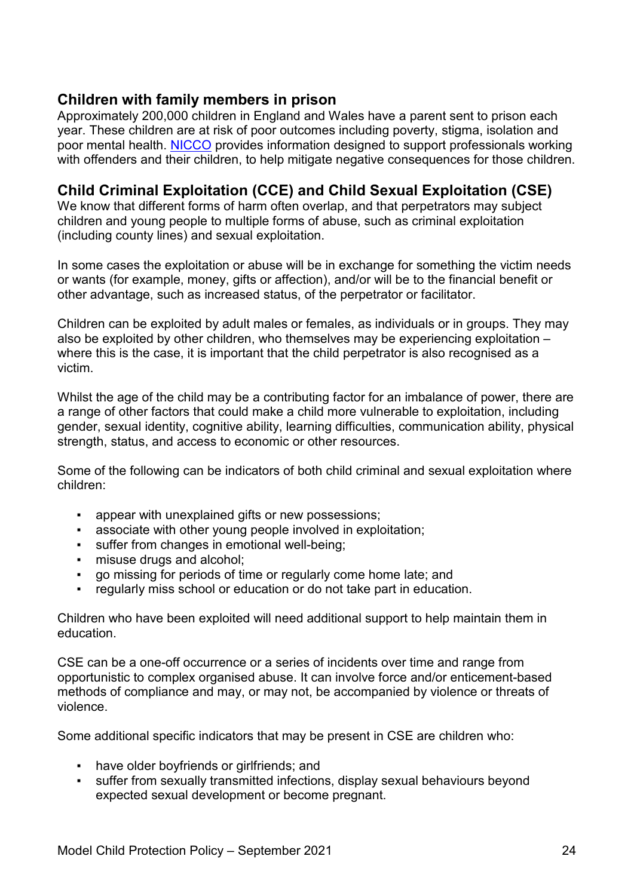## Children with family members in prison

Approximately 200,000 children in England and Wales have a parent sent to prison each year. These children are at risk of poor outcomes including poverty, stigma, isolation and poor mental health. NICCO provides information designed to support professionals working with offenders and their children, to help mitigate negative consequences for those children.

## Child Criminal Exploitation (CCE) and Child Sexual Exploitation (CSE)

We know that different forms of harm often overlap, and that perpetrators may subject children and young people to multiple forms of abuse, such as criminal exploitation (including county lines) and sexual exploitation.

In some cases the exploitation or abuse will be in exchange for something the victim needs or wants (for example, money, gifts or affection), and/or will be to the financial benefit or other advantage, such as increased status, of the perpetrator or facilitator.

Children can be exploited by adult males or females, as individuals or in groups. They may also be exploited by other children, who themselves may be experiencing exploitation – where this is the case, it is important that the child perpetrator is also recognised as a victim.

Whilst the age of the child may be a contributing factor for an imbalance of power, there are a range of other factors that could make a child more vulnerable to exploitation, including gender, sexual identity, cognitive ability, learning difficulties, communication ability, physical strength, status, and access to economic or other resources.

Some of the following can be indicators of both child criminal and sexual exploitation where children:

- appear with unexplained gifts or new possessions;
- associate with other young people involved in exploitation;
- suffer from changes in emotional well-being;
- misuse drugs and alcohol;
- go missing for periods of time or regularly come home late; and
- regularly miss school or education or do not take part in education.

Children who have been exploited will need additional support to help maintain them in education.

CSE can be a one-off occurrence or a series of incidents over time and range from opportunistic to complex organised abuse. It can involve force and/or enticement-based methods of compliance and may, or may not, be accompanied by violence or threats of violence.

Some additional specific indicators that may be present in CSE are children who:

- have older boyfriends or girlfriends; and
- suffer from sexually transmitted infections, display sexual behaviours beyond expected sexual development or become pregnant.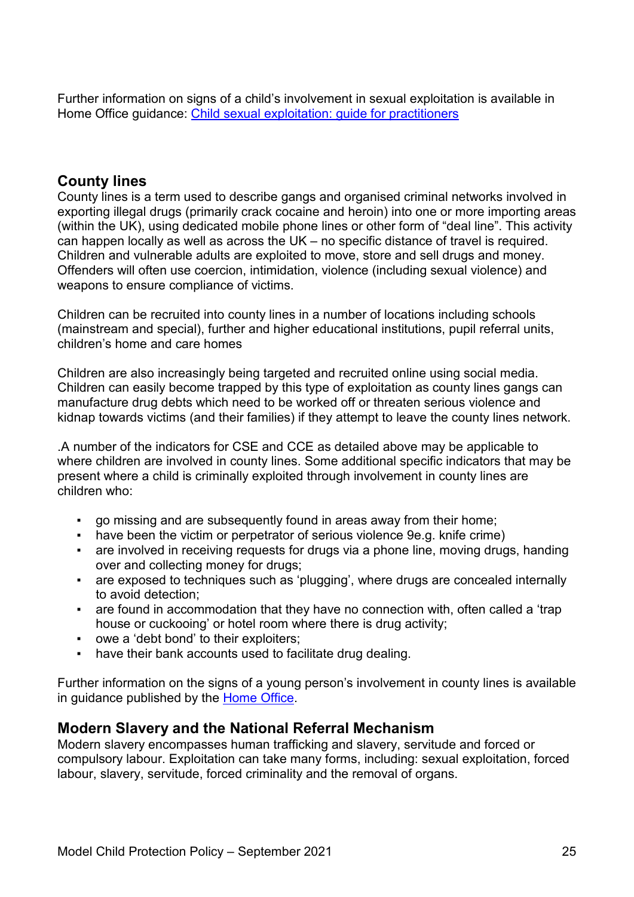Further information on signs of a child's involvement in sexual exploitation is available in Home Office guidance: [Child sexual exploitation: guide for practitioners]()

## County lines

County lines is a term used to describe gangs and organised criminal networks involved in exporting illegal drugs (primarily crack cocaine and heroin) into one or more importing areas (within the UK), using dedicated mobile phone lines or other form of "deal line". This activity can happen locally as well as across the UK – no specific distance of travel is required. Children and vulnerable adults are exploited to move, store and sell drugs and money. Offenders will often use coercion, intimidation, violence (including sexual violence) and weapons to ensure compliance of victims.

Children can be recruited into county lines in a number of locations including schools (mainstream and special), further and higher educational institutions, pupil referral units, children's home and care homes

Children are also increasingly being targeted and recruited online using social media. Children can easily become trapped by this type of exploitation as county lines gangs can manufacture drug debts which need to be worked off or threaten serious violence and kidnap towards victims (and their families) if they attempt to leave the county lines network.

.A number of the indicators for CSE and CCE as detailed above may be applicable to where children are involved in county lines. Some additional specific indicators that may be present where a child is criminally exploited through involvement in county lines are children who:

- go missing and are subsequently found in areas away from their home;
- have been the victim or perpetrator of serious violence 9e.g. knife crime)
- are involved in receiving requests for drugs via a phone line, moving drugs, handing over and collecting money for drugs;
- are exposed to techniques such as 'plugging', where drugs are concealed internally to avoid detection;
- are found in accommodation that they have no connection with, often called a 'trap house or cuckooing' or hotel room where there is drug activity;
- owe a 'debt bond' to their exploiters;
- have their bank accounts used to facilitate drug dealing.

Further information on the signs of a young person's involvement in county lines is available in guidance published by the [Home Office]().

## Modern Slavery and the National Referral Mechanism

Modern slavery encompasses human trafficking and slavery, servitude and forced or compulsory labour. Exploitation can take many forms, including: sexual exploitation, forced labour, slavery, servitude, forced criminality and the removal of organs.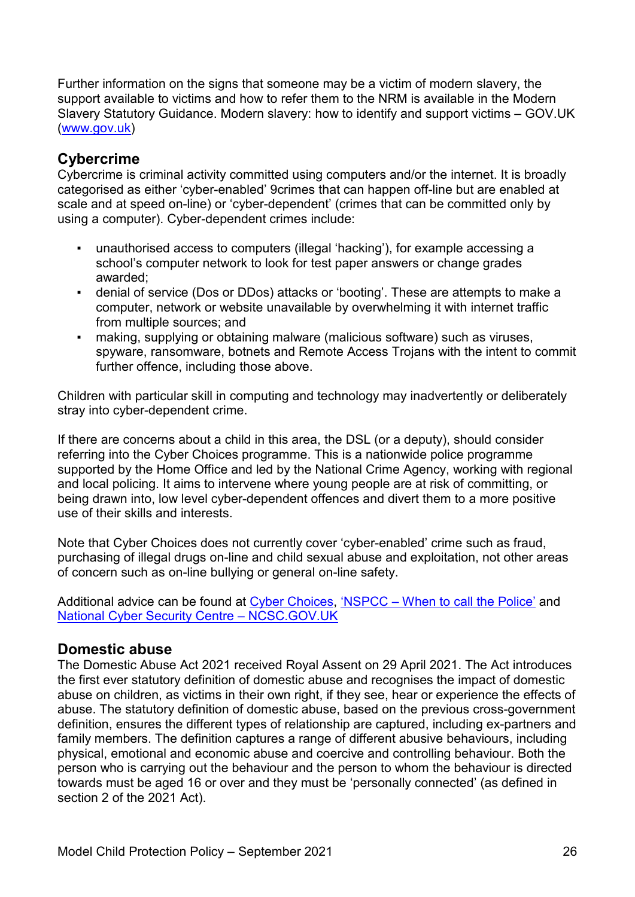Further information on the signs that someone may be a victim of modern slavery, the support available to victims and how to refer them to the NRM is available in the Modern Slavery Statutory Guidance. Modern slavery: how to identify and support victims – GOV.UK ([www.gov.uk](www.gov.uk))

## Cybercrime

Cybercrime is criminal activity committed using computers and/or the internet. It is broadly categorised as either 'cyber-enabled' 9crimes that can happen off-line but are enabled at scale and at speed on-line) or 'cyber-dependent' (crimes that can be committed only by using a computer). Cyber-dependent crimes include:

- unauthorised access to computers (illegal 'hacking'), for example accessing a school's computer network to look for test paper answers or change grades awarded;
- denial of service (Dos or DDos) attacks or 'booting'. These are attempts to make a computer, network or website unavailable by overwhelming it with internet traffic from multiple sources; and
- making, supplying or obtaining malware (malicious software) such as viruses, spyware, ransomware, botnets and Remote Access Trojans with the intent to commit further offence, including those above.

Children with particular skill in computing and technology may inadvertently or deliberately stray into cyber-dependent crime.

If there are concerns about a child in this area, the DSL (or a deputy), should consider referring into the Cyber Choices programme. This is a nationwide police programme supported by the Home Office and led by the National Crime Agency, working with regional and local policing. It aims to intervene where young people are at risk of committing, or being drawn into, low level cyber-dependent offences and divert them to a more positive use of their skills and interests.

Note that Cyber Choices does not currently cover 'cyber-enabled' crime such as fraud, purchasing of illegal drugs on-line and child sexual abuse and exploitation, not other areas of concern such as on-line bullying or general on-line safety.

Additional advice can be found at Cyber Choices, 'NSPCC – When to call the Police' and National Cyber Security Centre – NCSC.GOV.UK

## Domestic abuse

The Domestic Abuse Act 2021 received Royal Assent on 29 April 2021. The Act introduces the first ever statutory definition of domestic abuse and recognises the impact of domestic abuse on children, as victims in their own right, if they see, hear or experience the effects of abuse. The statutory definition of domestic abuse, based on the previous cross-government definition, ensures the different types of relationship are captured, including ex-partners and family members. The definition captures a range of different abusive behaviours, including physical, emotional and economic abuse and coercive and controlling behaviour. Both the person who is carrying out the behaviour and the person to whom the behaviour is directed towards must be aged 16 or over and they must be 'personally connected' (as defined in section 2 of the 2021 Act).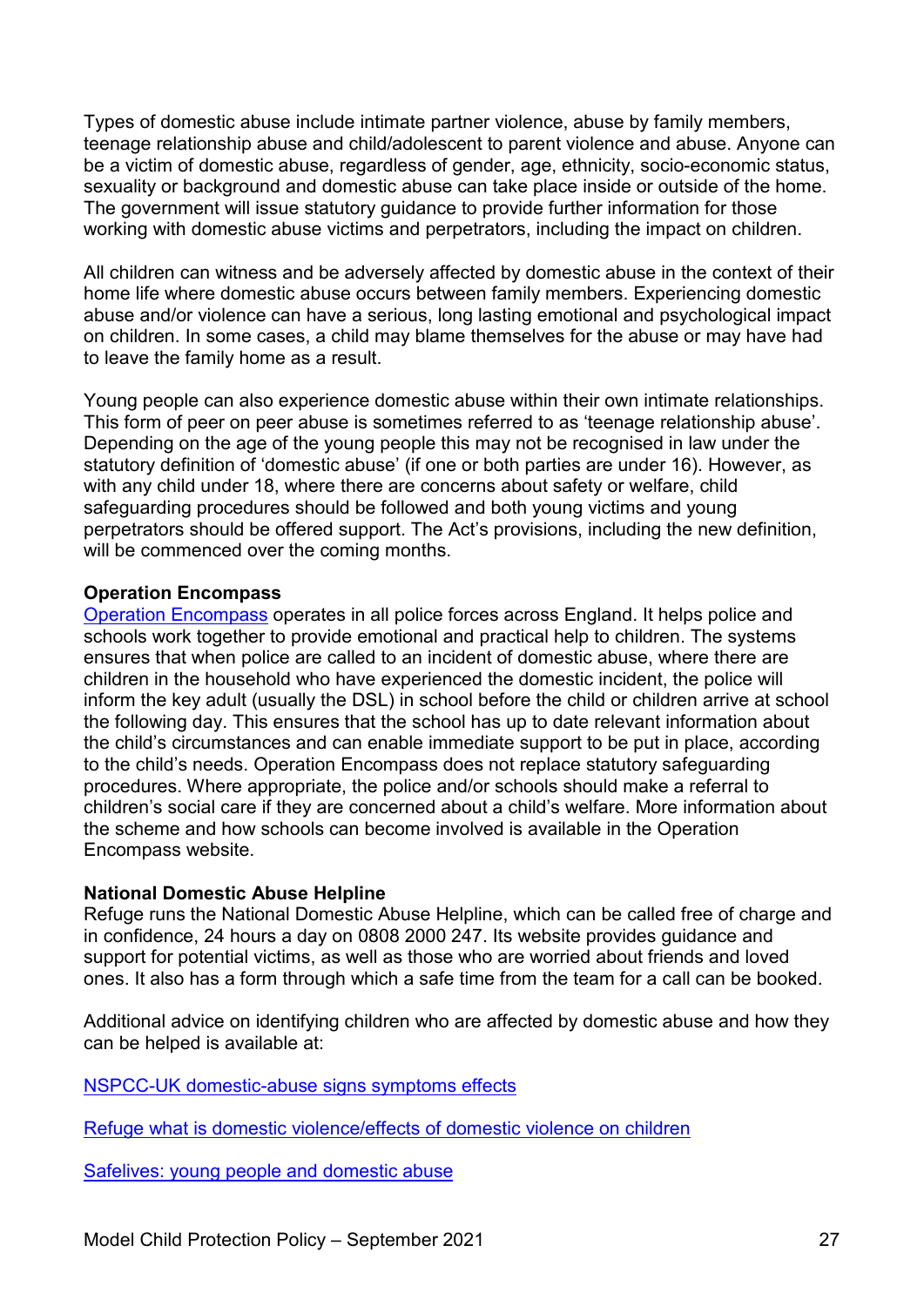Types of domestic abuse include intimate partner violence, abuse by family members, teenage relationship abuse and child/adolescent to parent violence and abuse. Anyone can be a victim of domestic abuse, regardless of gender, age, ethnicity, socio-economic status, sexuality or background and domestic abuse can take place inside or outside of the home. The government will issue statutory guidance to provide further information for those working with domestic abuse victims and perpetrators, including the impact on children.

All children can witness and be adversely affected by domestic abuse in the context of their home life where domestic abuse occurs between family members. Experiencing domestic abuse and/or violence can have a serious, long lasting emotional and psychological impact on children. In some cases, a child may blame themselves for the abuse or may have had to leave the family home as a result.

Young people can also experience domestic abuse within their own intimate relationships. This form of peer on peer abuse is sometimes referred to as 'teenage relationship abuse'. Depending on the age of the young people this may not be recognised in law under the statutory definition of 'domestic abuse' (if one or both parties are under 16). However, as with any child under 18, where there are concerns about safety or welfare, child safeguarding procedures should be followed and both young victims and young perpetrators should be offered support. The Act's provisions, including the new definition, will be commenced over the coming months.

**Operation Encompass**

Operation Encompass operates in all police forces across England. It helps police and schools work together to provide emotional and practical help to children. The systems ensures that when police are called to an incident of domestic abuse, where there are children in the household who have experienced the domestic incident, the police will inform the key adult (usually the DSL) in school before the child or children arrive at school the following day. This ensures that the school has up to date relevant information about the child's circumstances and can enable immediate support to be put in place, according to the child's needs. Operation Encompass does not replace statutory safeguarding procedures. Where appropriate, the police and/or schools should make a referral to children's social care if they are concerned about a child's welfare. More information about the scheme and how schools can become involved is available in the Operation Encompass website.

**National Domestic Abuse Helpline**

Refuge runs the National Domestic Abuse Helpline, which can be called free of charge and in confidence, 24 hours a day on 0808 2000 247. Its website provides guidance and support for potential victims, as well as those who are worried about friends and loved ones. It also has a form through which a safe time from the team for a call can be booked.

Additional advice on identifying children who are affected by domestic abuse and how they can be helped is available at:

NSPCC-UK domestic-abuse signs symptoms effects

Refuge what is domestic violence/effects of domestic violence on children

Safelives: young people and domestic abuse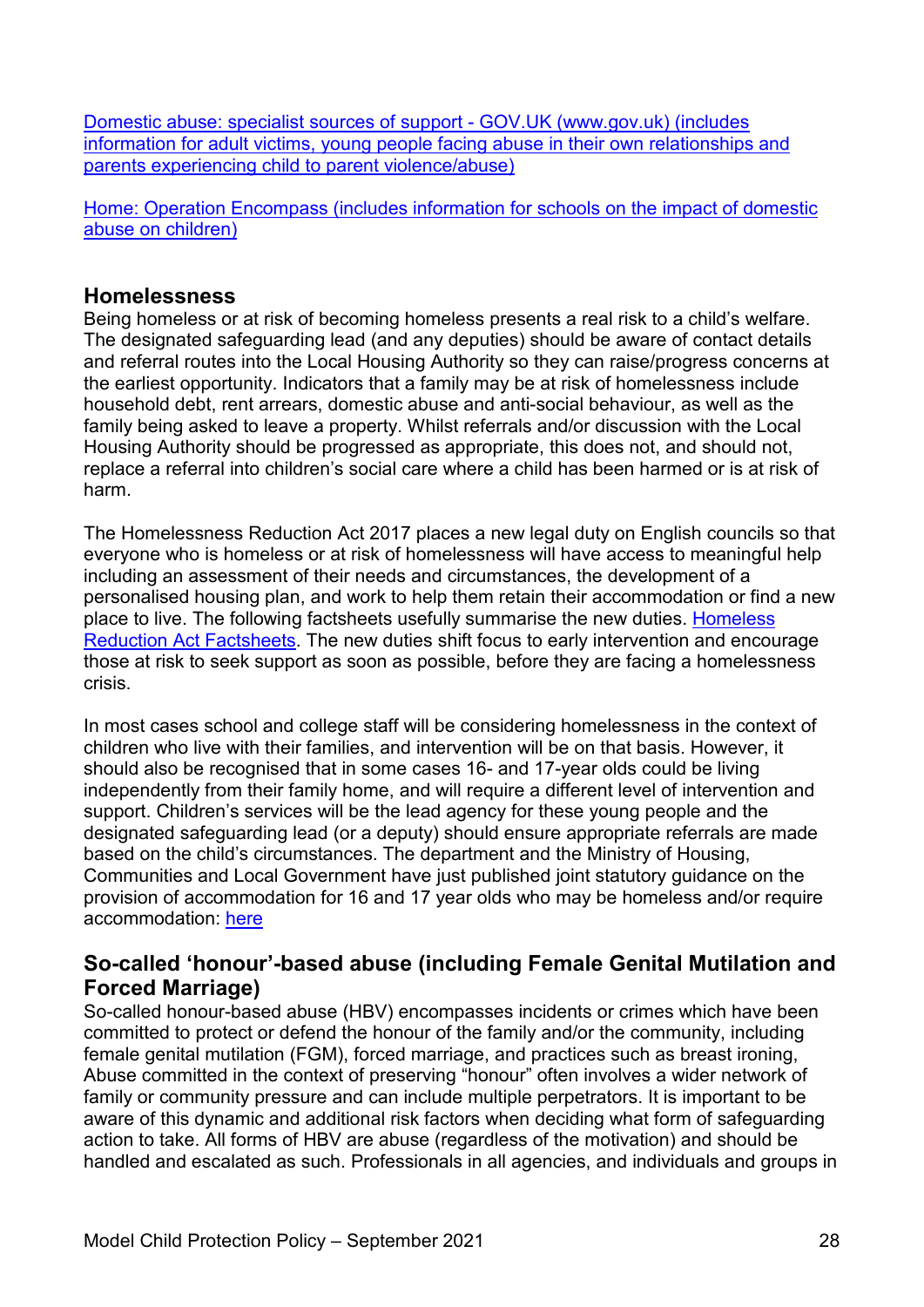Domestic abuse: specialist sources of support - GOV.UK (www.gov.uk) (includes information for adult victims, young people facing abuse in their own relationships and parents experiencing child to parent violence/abuse)

Home: Operation Encompass (includes information for schools on the impact of domestic abuse on children)

## Homelessness

Being homeless or at risk of becoming homeless presents a real risk to a child's welfare. The designated safeguarding lead (and any deputies) should be aware of contact details and referral routes into the Local Housing Authority so they can raise/progress concerns at the earliest opportunity. Indicators that a family may be at risk of homelessness include household debt, rent arrears, domestic abuse and anti-social behaviour, as well as the family being asked to leave a property. Whilst referrals and/or discussion with the Local Housing Authority should be progressed as appropriate, this does not, and should not, replace a referral into children's social care where a child has been harmed or is at risk of harm.

The Homelessness Reduction Act 2017 places a new legal duty on English councils so that everyone who is homeless or at risk of homelessness will have access to meaningful help including an assessment of their needs and circumstances, the development of a personalised housing plan, and work to help them retain their accommodation or find a new place to live. The following factsheets usefully summarise the new duties. Homeless Reduction Act Factsheets. The new duties shift focus to early intervention and encourage those at risk to seek support as soon as possible, before they are facing a homelessness crisis.

In most cases school and college staff will be considering homelessness in the context of children who live with their families, and intervention will be on that basis. However, it should also be recognised that in some cases 16- and 17-year olds could be living independently from their family home, and will require a different level of intervention and support. Children's services will be the lead agency for these young people and the designated safeguarding lead (or a deputy) should ensure appropriate referrals are made based on the child's circumstances. The department and the Ministry of Housing, Communities and Local Government have just published joint statutory guidance on the provision of accommodation for 16 and 17 year olds who may be homeless and/or require accommodation: here

## So-called 'honour'-based abuse (including Female Genital Mutilation and Forced Marriage)

So-called honour-based abuse (HBV) encompasses incidents or crimes which have been committed to protect or defend the honour of the family and/or the community, including female genital mutilation (FGM), forced marriage, and practices such as breast ironing, Abuse committed in the context of preserving "honour" often involves a wider network of family or community pressure and can include multiple perpetrators. It is important to be aware of this dynamic and additional risk factors when deciding what form of safeguarding action to take. All forms of HBV are abuse (regardless of the motivation) and should be handled and escalated as such. Professionals in all agencies, and individuals and groups in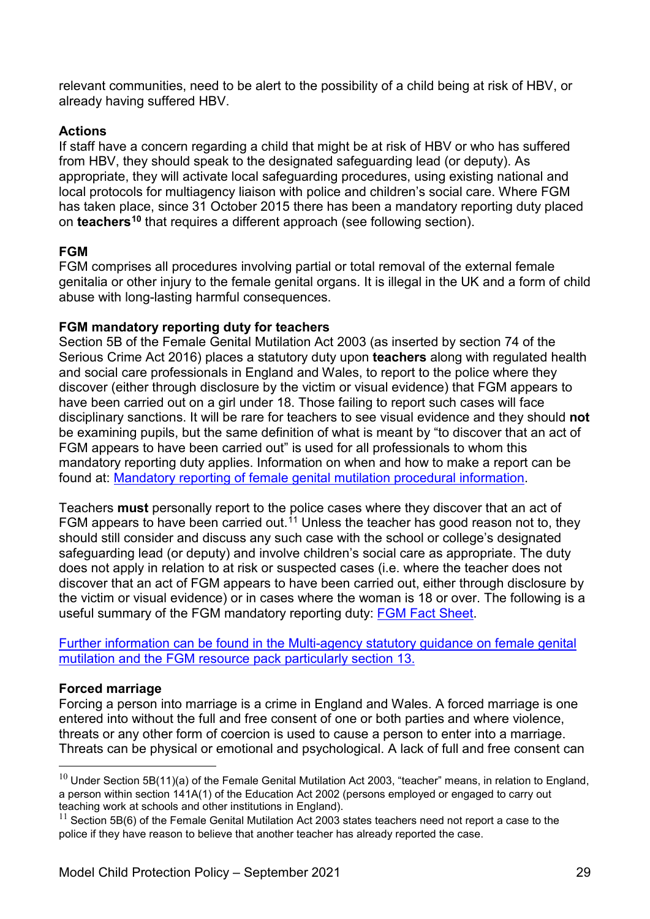relevant communities, need to be alert to the possibility of a child being at risk of HBV, or already having suffered HBV.

**Actions**

If staff have a concern regarding a child that might be at risk of HBV or who has suffered from HBV, they should speak to the designated safeguarding lead (or deputy). As appropriate, they will activate local safeguarding procedures, using existing national and local protocols for multiagency liaison with police and children's social care. Where FGM has taken place, since 31 October 2015 there has been a mandatory reporting duty placed on **teachers**[10] that requires a different approach (see following section).

**FGM**

FGM comprises all procedures involving partial or total removal of the external female genitalia or other injury to the female genital organs. It is illegal in the UK and a form of child abuse with long-lasting harmful consequences.

**FGM mandatory reporting duty for teachers**

Section 5B of the Female Genital Mutilation Act 2003 (as inserted by section 74 of the Serious Crime Act 2016) places a statutory duty upon **teachers** along with regulated health and social care professionals in England and Wales, to report to the police where they discover (either through disclosure by the victim or visual evidence) that FGM appears to have been carried out on a girl under 18. Those failing to report such cases will face disciplinary sanctions. It will be rare for teachers to see visual evidence and they should **not** be examining pupils, but the same definition of what is meant by "to discover that an act of FGM appears to have been carried out" is used for all professionals to whom this mandatory reporting duty applies. Information on when and how to make a report can be found at: [Mandatory reporting of female genital mutilation procedural information](#).

Teachers **must** personally report to the police cases where they discover that an act of FGM appears to have been carried out.[11] Unless the teacher has good reason not to, they should still consider and discuss any such case with the school or college's designated safeguarding lead (or deputy) and involve children's social care as appropriate. The duty does not apply in relation to at risk or suspected cases (i.e. where the teacher does not discover that an act of FGM appears to have been carried out, either through disclosure by the victim or visual evidence) or in cases where the woman is 18 or over. The following is a useful summary of the FGM mandatory reporting duty: [FGM Fact Sheet](#).

[Further information can be found in the Multi-agency statutory guidance on female genital mutilation and the FGM resource pack particularly section 13.](#)

**Forced marriage**

Forcing a person into marriage is a crime in England and Wales. A forced marriage is one entered into without the full and free consent of one or both parties and where violence, threats or any other form of coercion is used to cause a person to enter into a marriage. Threats can be physical or emotional and psychological. A lack of full and free consent can

---

[10] Under Section 5B(11)(a) of the Female Genital Mutilation Act 2003, "teacher" means, in relation to England, a person within section 141A(1) of the Education Act 2002 (persons employed or engaged to carry out teaching work at schools and other institutions in England).

[11] Section 5B(6) of the Female Genital Mutilation Act 2003 states teachers need not report a case to the police if they have reason to believe that another teacher has already reported the case.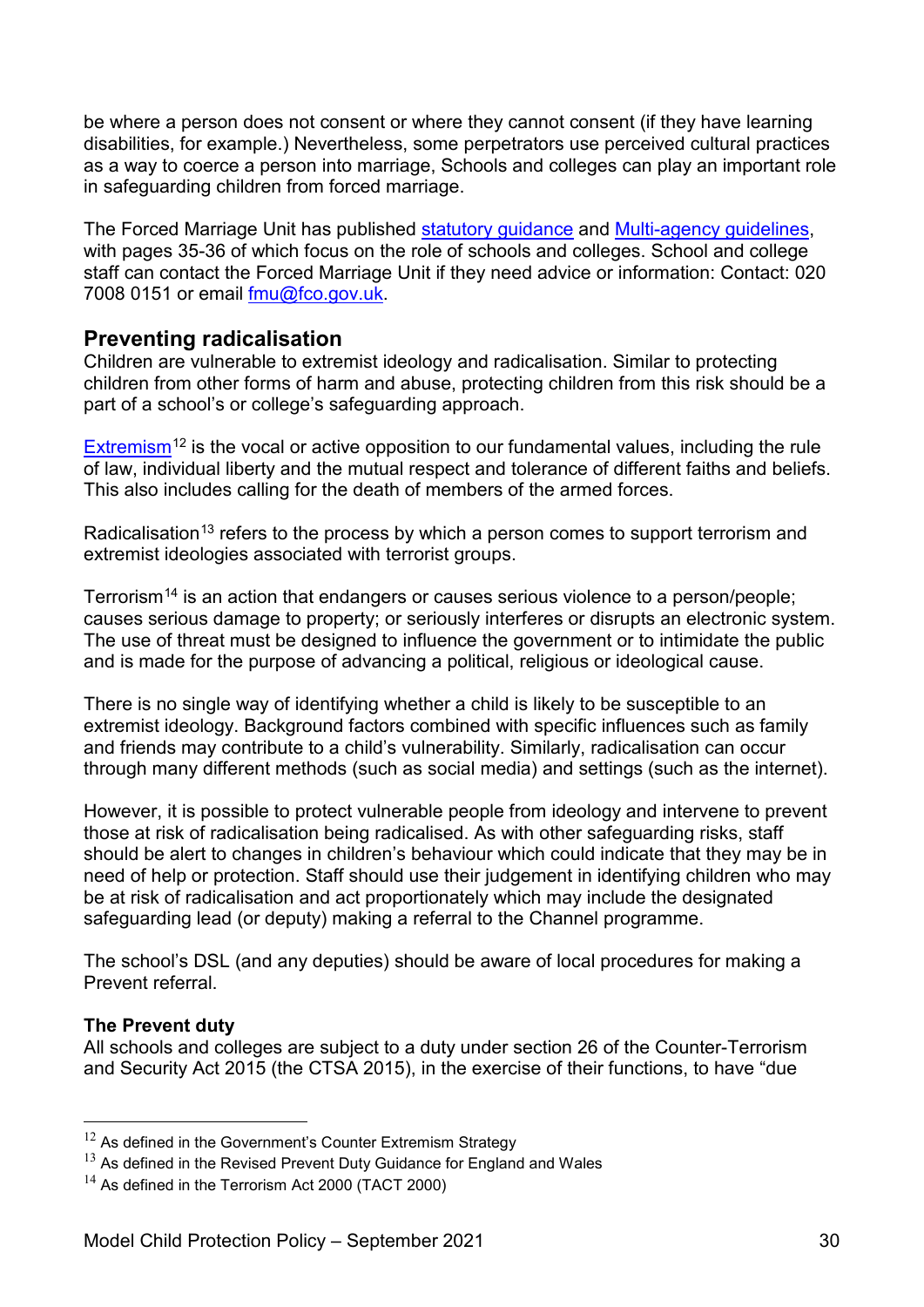be where a person does not consent or where they cannot consent (if they have learning disabilities, for example.) Nevertheless, some perpetrators use perceived cultural practices as a way to coerce a person into marriage, Schools and colleges can play an important role in safeguarding children from forced marriage.

The Forced Marriage Unit has published [statutory guidance](#) and [Multi-agency guidelines](#), with pages 35-36 of which focus on the role of schools and colleges. School and college staff can contact the Forced Marriage Unit if they need advice or information: Contact: 020 7008 0151 or email [fmu@fco.gov.uk](mailto:fmu@fco.gov.uk).

## Preventing radicalisation

Children are vulnerable to extremist ideology and radicalisation. Similar to protecting children from other forms of harm and abuse, protecting children from this risk should be a part of a school's or college's safeguarding approach.

[Extremism](#)[12] is the vocal or active opposition to our fundamental values, including the rule of law, individual liberty and the mutual respect and tolerance of different faiths and beliefs. This also includes calling for the death of members of the armed forces.

Radicalisation[13] refers to the process by which a person comes to support terrorism and extremist ideologies associated with terrorist groups.

Terrorism[14] is an action that endangers or causes serious violence to a person/people; causes serious damage to property; or seriously interferes or disrupts an electronic system. The use of threat must be designed to influence the government or to intimidate the public and is made for the purpose of advancing a political, religious or ideological cause.

There is no single way of identifying whether a child is likely to be susceptible to an extremist ideology. Background factors combined with specific influences such as family and friends may contribute to a child's vulnerability. Similarly, radicalisation can occur through many different methods (such as social media) and settings (such as the internet).

However, it is possible to protect vulnerable people from ideology and intervene to prevent those at risk of radicalisation being radicalised. As with other safeguarding risks, staff should be alert to changes in children's behaviour which could indicate that they may be in need of help or protection. Staff should use their judgement in identifying children who may be at risk of radicalisation and act proportionately which may include the designated safeguarding lead (or deputy) making a referral to the Channel programme.

The school's DSL (and any deputies) should be aware of local procedures for making a Prevent referral.

### The Prevent duty

All schools and colleges are subject to a duty under section 26 of the Counter-Terrorism and Security Act 2015 (the CTSA 2015), in the exercise of their functions, to have "due

---

[12] As defined in the Government's Counter Extremism Strategy

[13] As defined in the Revised Prevent Duty Guidance for England and Wales

[14] As defined in the Terrorism Act 2000 (TACT 2000)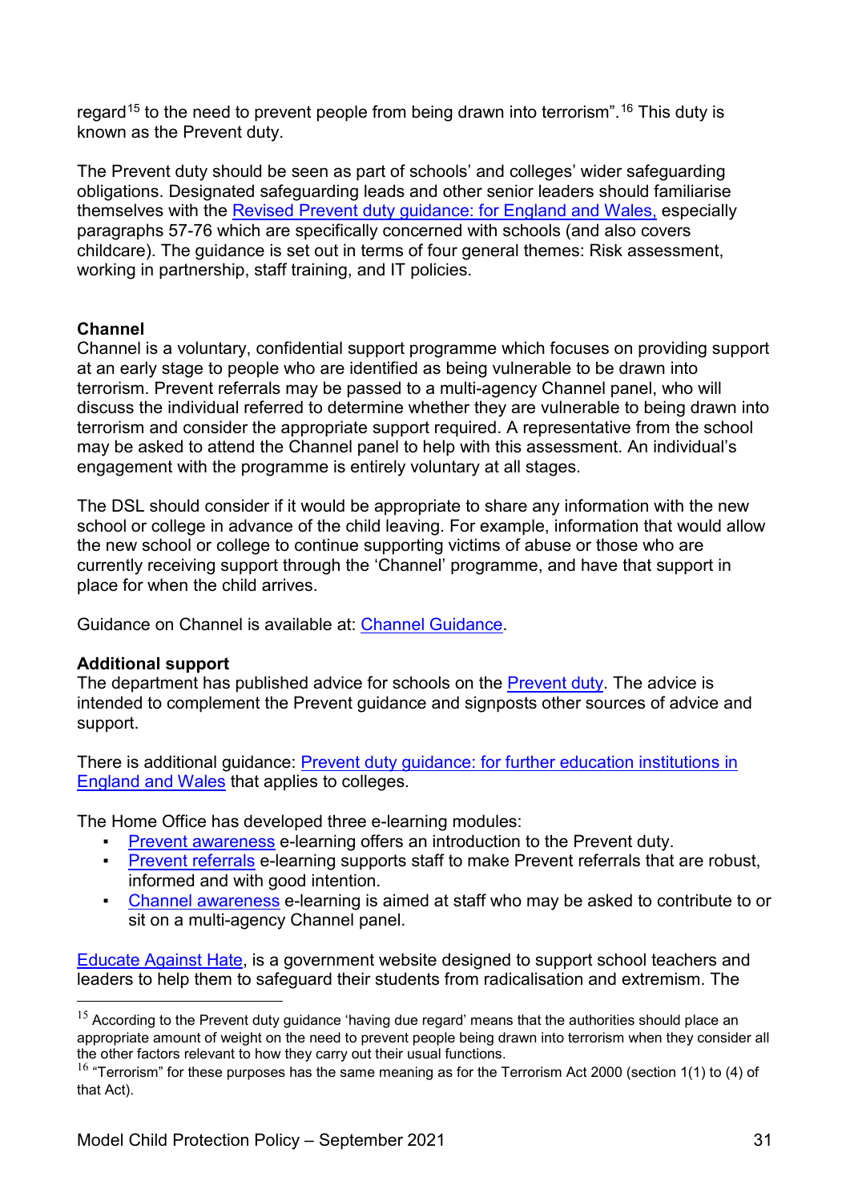regard[15] to the need to prevent people from being drawn into terrorism".[16] This duty is known as the Prevent duty.

The Prevent duty should be seen as part of schools' and colleges' wider safeguarding obligations. Designated safeguarding leads and other senior leaders should familiarise themselves with the Revised Prevent duty guidance: for England and Wales, especially paragraphs 57-76 which are specifically concerned with schools (and also covers childcare). The guidance is set out in terms of four general themes: Risk assessment, working in partnership, staff training, and IT policies.

**Channel**

Channel is a voluntary, confidential support programme which focuses on providing support at an early stage to people who are identified as being vulnerable to be drawn into terrorism. Prevent referrals may be passed to a multi-agency Channel panel, who will discuss the individual referred to determine whether they are vulnerable to being drawn into terrorism and consider the appropriate support required. A representative from the school may be asked to attend the Channel panel to help with this assessment. An individual's engagement with the programme is entirely voluntary at all stages.

The DSL should consider if it would be appropriate to share any information with the new school or college in advance of the child leaving. For example, information that would allow the new school or college to continue supporting victims of abuse or those who are currently receiving support through the 'Channel' programme, and have that support in place for when the child arrives.

Guidance on Channel is available at: Channel Guidance.

**Additional support**

The department has published advice for schools on the Prevent duty. The advice is intended to complement the Prevent guidance and signposts other sources of advice and support.

There is additional guidance: Prevent duty guidance: for further education institutions in England and Wales that applies to colleges.

The Home Office has developed three e-learning modules:

- Prevent awareness e-learning offers an introduction to the Prevent duty.
- Prevent referrals e-learning supports staff to make Prevent referrals that are robust, informed and with good intention.
- Channel awareness e-learning is aimed at staff who may be asked to contribute to or sit on a multi-agency Channel panel.

Educate Against Hate, is a government website designed to support school teachers and leaders to help them to safeguard their students from radicalisation and extremism. The

---

[15] According to the Prevent duty guidance 'having due regard' means that the authorities should place an appropriate amount of weight on the need to prevent people being drawn into terrorism when they consider all the other factors relevant to how they carry out their usual functions.

[16] "Terrorism" for these purposes has the same meaning as for the Terrorism Act 2000 (section 1(1) to (4) of that Act).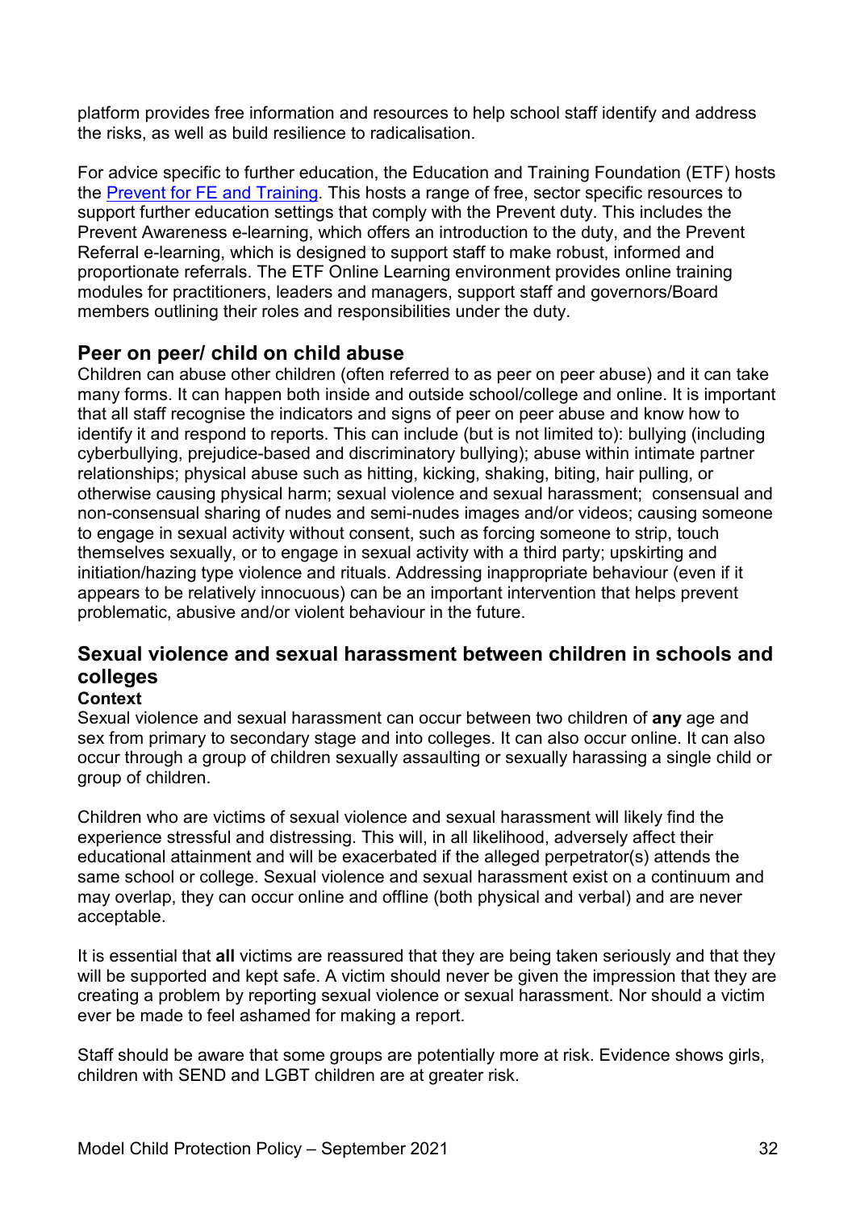platform provides free information and resources to help school staff identify and address the risks, as well as build resilience to radicalisation.

For advice specific to further education, the Education and Training Foundation (ETF) hosts the [Prevent for FE and Training](). This hosts a range of free, sector specific resources to support further education settings that comply with the Prevent duty. This includes the Prevent Awareness e-learning, which offers an introduction to the duty, and the Prevent Referral e-learning, which is designed to support staff to make robust, informed and proportionate referrals. The ETF Online Learning environment provides online training modules for practitioners, leaders and managers, support staff and governors/Board members outlining their roles and responsibilities under the duty.

## Peer on peer/ child on child abuse

Children can abuse other children (often referred to as peer on peer abuse) and it can take many forms. It can happen both inside and outside school/college and online. It is important that all staff recognise the indicators and signs of peer on peer abuse and know how to identify it and respond to reports. This can include (but is not limited to): bullying (including cyberbullying, prejudice-based and discriminatory bullying); abuse within intimate partner relationships; physical abuse such as hitting, kicking, shaking, biting, hair pulling, or otherwise causing physical harm; sexual violence and sexual harassment; consensual and non-consensual sharing of nudes and semi-nudes images and/or videos; causing someone to engage in sexual activity without consent, such as forcing someone to strip, touch themselves sexually, or to engage in sexual activity with a third party; upskirting and initiation/hazing type violence and rituals. Addressing inappropriate behaviour (even if it appears to be relatively innocuous) can be an important intervention that helps prevent problematic, abusive and/or violent behaviour in the future.

## Sexual violence and sexual harassment between children in schools and colleges

### Context

Sexual violence and sexual harassment can occur between two children of **any** age and sex from primary to secondary stage and into colleges. It can also occur online. It can also occur through a group of children sexually assaulting or sexually harassing a single child or group of children.

Children who are victims of sexual violence and sexual harassment will likely find the experience stressful and distressing. This will, in all likelihood, adversely affect their educational attainment and will be exacerbated if the alleged perpetrator(s) attends the same school or college. Sexual violence and sexual harassment exist on a continuum and may overlap, they can occur online and offline (both physical and verbal) and are never acceptable.

It is essential that **all** victims are reassured that they are being taken seriously and that they will be supported and kept safe. A victim should never be given the impression that they are creating a problem by reporting sexual violence or sexual harassment. Nor should a victim ever be made to feel ashamed for making a report.

Staff should be aware that some groups are potentially more at risk. Evidence shows girls, children with SEND and LGBT children are at greater risk.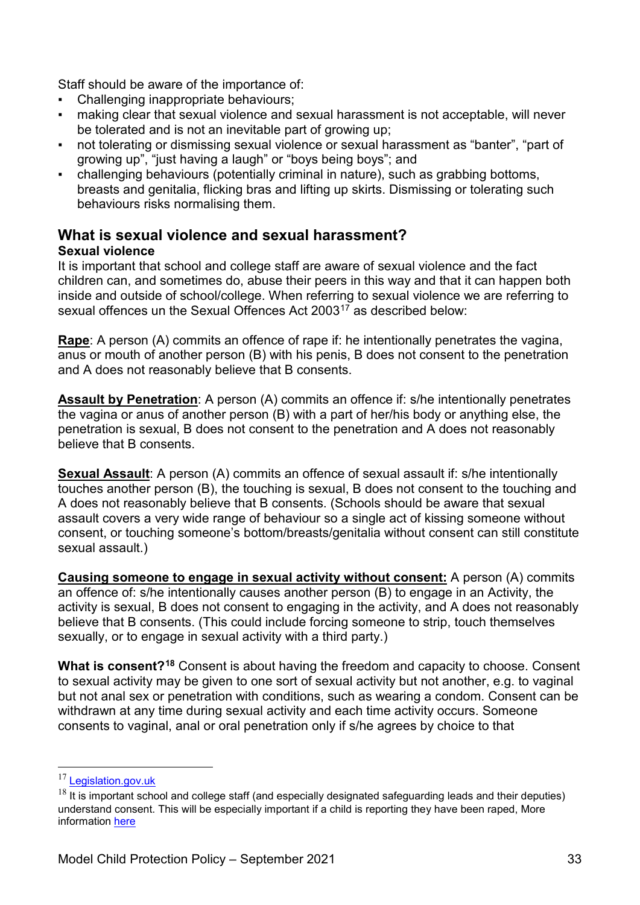Staff should be aware of the importance of:

- Challenging inappropriate behaviours;
- making clear that sexual violence and sexual harassment is not acceptable, will never be tolerated and is not an inevitable part of growing up;
- not tolerating or dismissing sexual violence or sexual harassment as "banter", "part of growing up", "just having a laugh" or "boys being boys"; and
- challenging behaviours (potentially criminal in nature), such as grabbing bottoms, breasts and genitalia, flicking bras and lifting up skirts. Dismissing or tolerating such behaviours risks normalising them.

## What is sexual violence and sexual harassment?

### Sexual violence

It is important that school and college staff are aware of sexual violence and the fact children can, and sometimes do, abuse their peers in this way and that it can happen both inside and outside of school/college. When referring to sexual violence we are referring to sexual offences un the Sexual Offences Act 2003[17] as described below:

**Rape**: A person (A) commits an offence of rape if: he intentionally penetrates the vagina, anus or mouth of another person (B) with his penis, B does not consent to the penetration and A does not reasonably believe that B consents.

**Assault by Penetration**: A person (A) commits an offence if: s/he intentionally penetrates the vagina or anus of another person (B) with a part of her/his body or anything else, the penetration is sexual, B does not consent to the penetration and A does not reasonably believe that B consents.

**Sexual Assault**: A person (A) commits an offence of sexual assault if: s/he intentionally touches another person (B), the touching is sexual, B does not consent to the touching and A does not reasonably believe that B consents. (Schools should be aware that sexual assault covers a very wide range of behaviour so a single act of kissing someone without consent, or touching someone's bottom/breasts/genitalia without consent can still constitute sexual assault.)

**Causing someone to engage in sexual activity without consent:** A person (A) commits an offence of: s/he intentionally causes another person (B) to engage in an Activity, the activity is sexual, B does not consent to engaging in the activity, and A does not reasonably believe that B consents. (This could include forcing someone to strip, touch themselves sexually, or to engage in sexual activity with a third party.)

**What is consent?[18]** Consent is about having the freedom and capacity to choose. Consent to sexual activity may be given to one sort of sexual activity but not another, e.g. to vaginal but not anal sex or penetration with conditions, such as wearing a condom. Consent can be withdrawn at any time during sexual activity and each time activity occurs. Someone consents to vaginal, anal or oral penetration only if s/he agrees by choice to that

---

[17] Legislation.gov.uk

[18] It is important school and college staff (and especially designated safeguarding leads and their deputies) understand consent. This will be especially important if a child is reporting they have been raped, More information here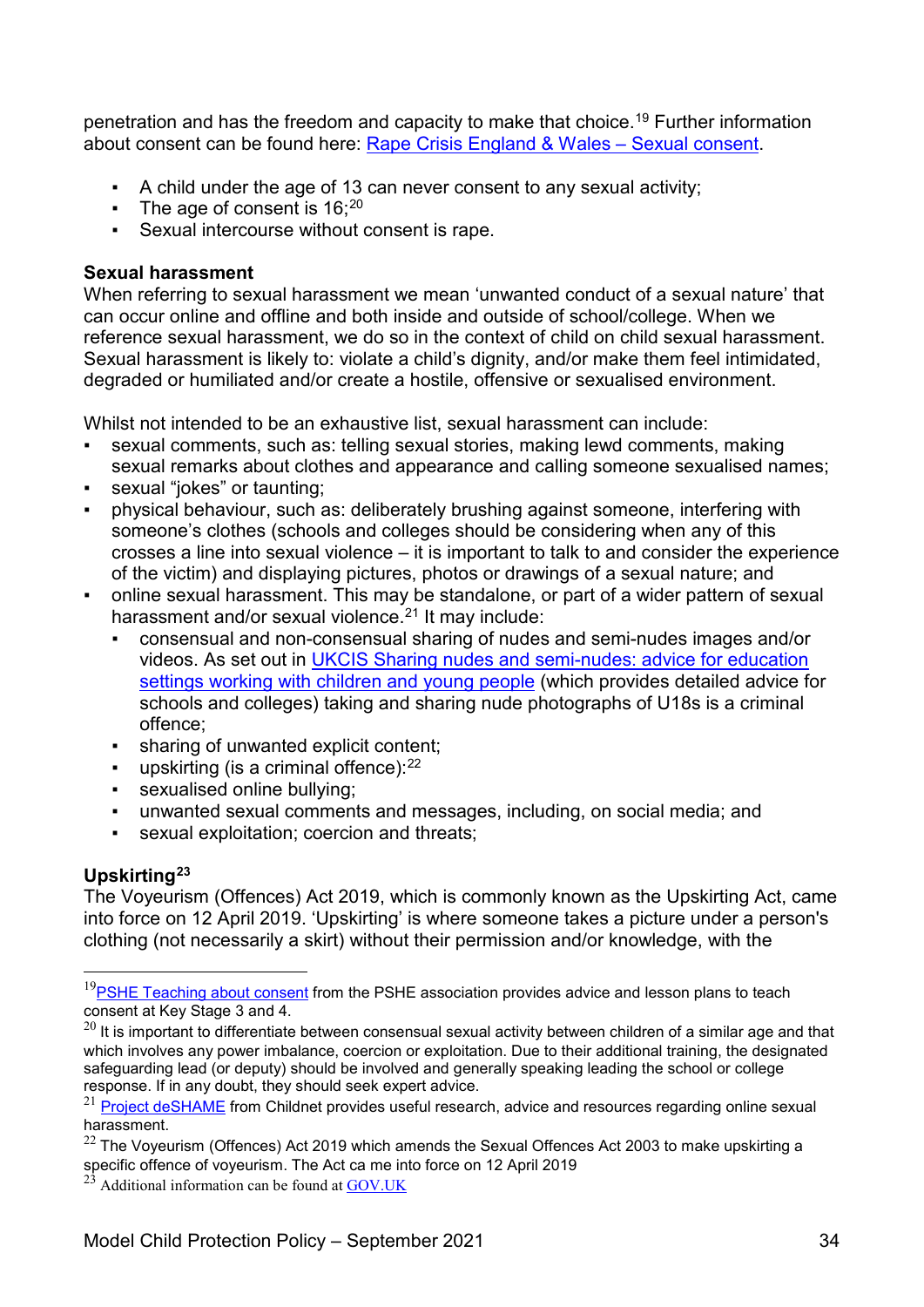penetration and has the freedom and capacity to make that choice.[19] Further information about consent can be found here: [Rape Crisis England & Wales – Sexual consent](#).

- A child under the age of 13 can never consent to any sexual activity;
- The age of consent is 16;[20]
- Sexual intercourse without consent is rape.

**Sexual harassment**

When referring to sexual harassment we mean 'unwanted conduct of a sexual nature' that can occur online and offline and both inside and outside of school/college. When we reference sexual harassment, we do so in the context of child on child sexual harassment. Sexual harassment is likely to: violate a child's dignity, and/or make them feel intimidated, degraded or humiliated and/or create a hostile, offensive or sexualised environment.

Whilst not intended to be an exhaustive list, sexual harassment can include:

- sexual comments, such as: telling sexual stories, making lewd comments, making sexual remarks about clothes and appearance and calling someone sexualised names;
- sexual "jokes" or taunting;
- physical behaviour, such as: deliberately brushing against someone, interfering with someone's clothes (schools and colleges should be considering when any of this crosses a line into sexual violence – it is important to talk to and consider the experience of the victim) and displaying pictures, photos or drawings of a sexual nature; and
- online sexual harassment. This may be standalone, or part of a wider pattern of sexual harassment and/or sexual violence.[21] It may include:
  - consensual and non-consensual sharing of nudes and semi-nudes images and/or videos. As set out in [UKCIS Sharing nudes and semi-nudes: advice for education settings working with children and young people](#) (which provides detailed advice for schools and colleges) taking and sharing nude photographs of U18s is a criminal offence;
  - sharing of unwanted explicit content;
  - upskirting (is a criminal offence):[22]
  - sexualised online bullying;
  - unwanted sexual comments and messages, including, on social media; and
  - sexual exploitation; coercion and threats;

**Upskirting[23]**

The Voyeurism (Offences) Act 2019, which is commonly known as the Upskirting Act, came into force on 12 April 2019. 'Upskirting' is where someone takes a picture under a person's clothing (not necessarily a skirt) without their permission and/or knowledge, with the

---

[19] [PSHE Teaching about consent](#) from the PSHE association provides advice and lesson plans to teach consent at Key Stage 3 and 4.

[20] It is important to differentiate between consensual sexual activity between children of a similar age and that which involves any power imbalance, coercion or exploitation. Due to their additional training, the designated safeguarding lead (or deputy) should be involved and generally speaking leading the school or college response. If in any doubt, they should seek expert advice.

[21] [Project deSHAME](#) from Childnet provides useful research, advice and resources regarding online sexual harassment.

[22] The Voyeurism (Offences) Act 2019 which amends the Sexual Offences Act 2003 to make upskirting a specific offence of voyeurism. The Act ca me into force on 12 April 2019

[23] Additional information can be found at [GOV.UK](#)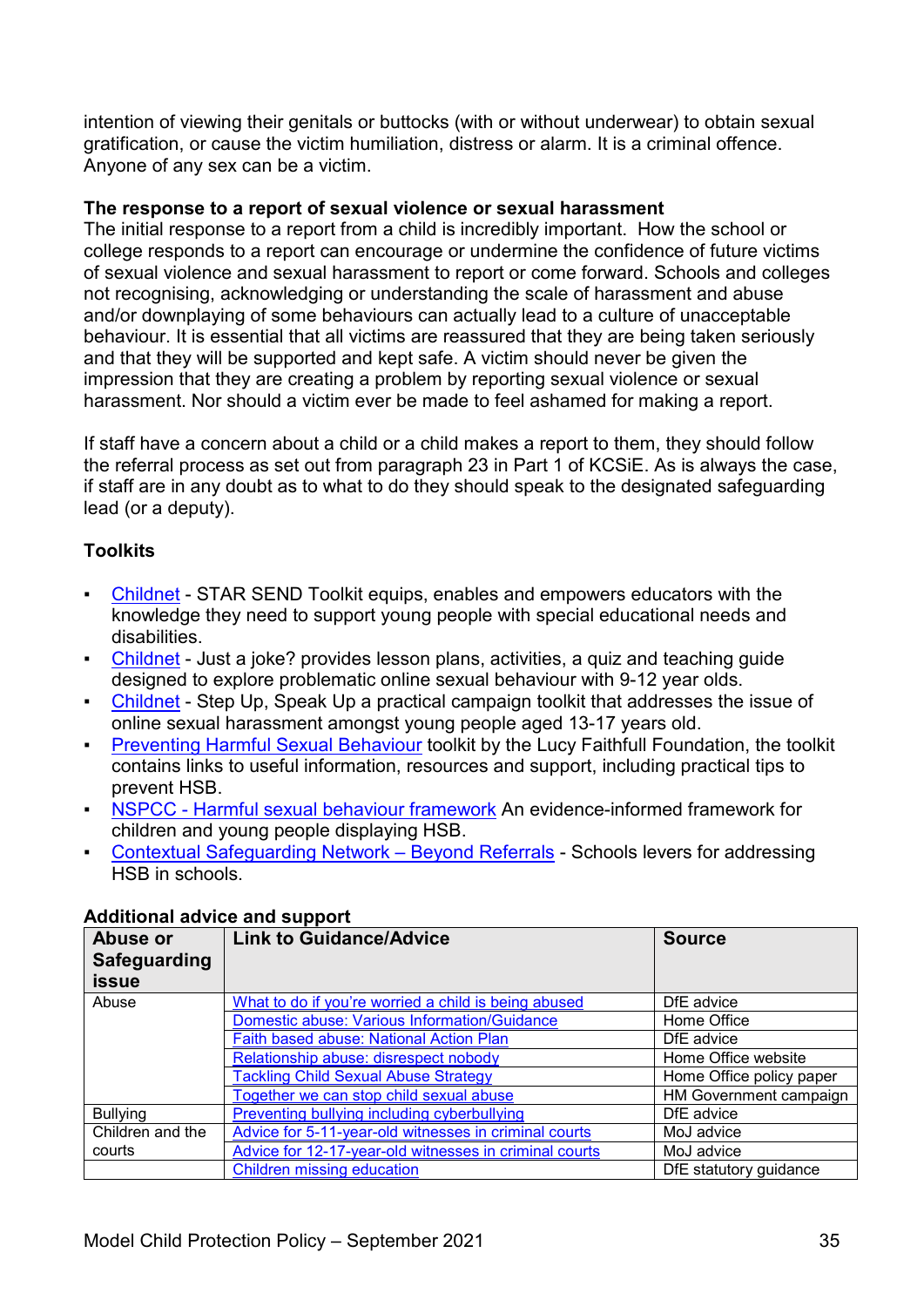intention of viewing their genitals or buttocks (with or without underwear) to obtain sexual gratification, or cause the victim humiliation, distress or alarm. It is a criminal offence. Anyone of any sex can be a victim.

**The response to a report of sexual violence or sexual harassment**

The initial response to a report from a child is incredibly important. How the school or college responds to a report can encourage or undermine the confidence of future victims of sexual violence and sexual harassment to report or come forward. Schools and colleges not recognising, acknowledging or understanding the scale of harassment and abuse and/or downplaying of some behaviours can actually lead to a culture of unacceptable behaviour. It is essential that all victims are reassured that they are being taken seriously and that they will be supported and kept safe. A victim should never be given the impression that they are creating a problem by reporting sexual violence or sexual harassment. Nor should a victim ever be made to feel ashamed for making a report.

If staff have a concern about a child or a child makes a report to them, they should follow the referral process as set out from paragraph 23 in Part 1 of KCSiE. As is always the case, if staff are in any doubt as to what to do they should speak to the designated safeguarding lead (or a deputy).

**Toolkits**

- Childnet - STAR SEND Toolkit equips, enables and empowers educators with the knowledge they need to support young people with special educational needs and disabilities.
- Childnet - Just a joke? provides lesson plans, activities, a quiz and teaching guide designed to explore problematic online sexual behaviour with 9-12 year olds.
- Childnet - Step Up, Speak Up a practical campaign toolkit that addresses the issue of online sexual harassment amongst young people aged 13-17 years old.
- Preventing Harmful Sexual Behaviour toolkit by the Lucy Faithfull Foundation, the toolkit contains links to useful information, resources and support, including practical tips to prevent HSB.
- NSPCC - Harmful sexual behaviour framework An evidence-informed framework for children and young people displaying HSB.
- Contextual Safeguarding Network – Beyond Referrals - Schools levers for addressing HSB in schools.

**Additional advice and support**

| Abuse or Safeguarding issue | Link to Guidance/Advice | Source |
|---|---|---|
| Abuse | What to do if you're worried a child is being abused | DfE advice |
| | Domestic abuse: Various Information/Guidance | Home Office |
| | Faith based abuse: National Action Plan | DfE advice |
| | Relationship abuse: disrespect nobody | Home Office website |
| | Tackling Child Sexual Abuse Strategy | Home Office policy paper |
| | Together we can stop child sexual abuse | HM Government campaign |
| Bullying | Preventing bullying including cyberbullying | DfE advice |
| Children and the courts | Advice for 5-11-year-old witnesses in criminal courts | MoJ advice |
| | Advice for 12-17-year-old witnesses in criminal courts | MoJ advice |
| | Children missing education | DfE statutory guidance |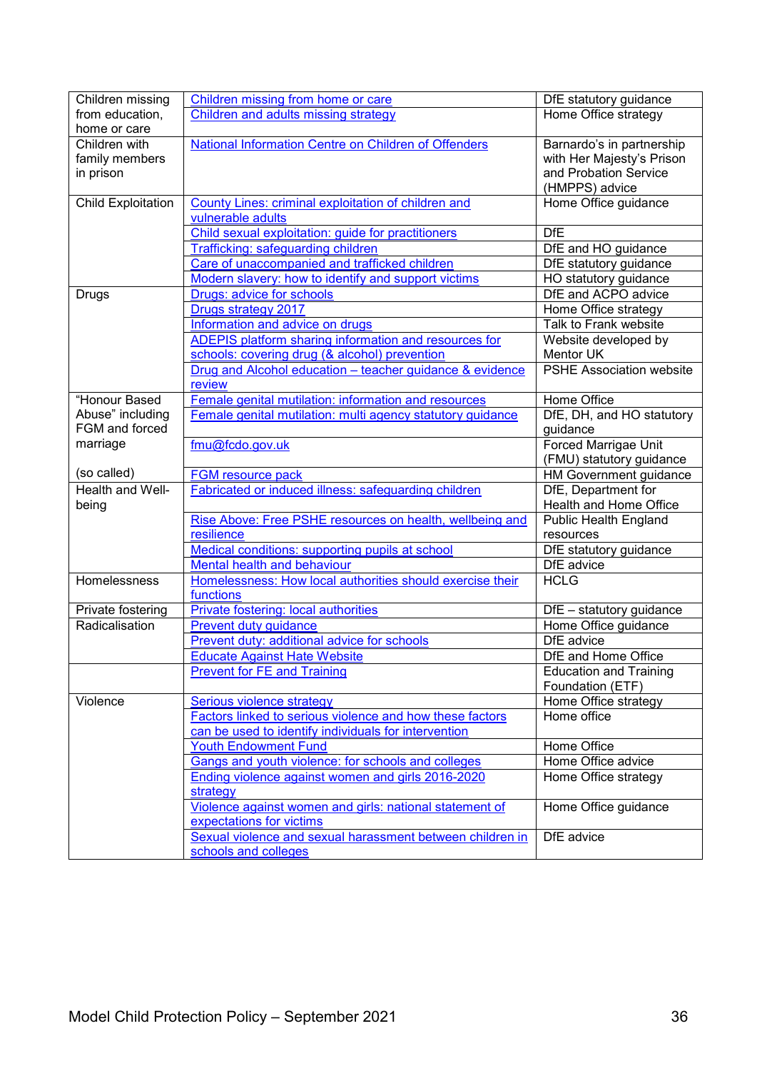| | | |
|---|---|---|
| Children missing from education, home or care | Children missing from home or care | DfE statutory guidance |
| | Children and adults missing strategy | Home Office strategy |
| Children with family members in prison | National Information Centre on Children of Offenders | Barnardo's in partnership with Her Majesty's Prison and Probation Service (HMPPS) advice |
| Child Exploitation | County Lines: criminal exploitation of children and vulnerable adults | Home Office guidance |
| | Child sexual exploitation: guide for practitioners | DfE |
| | Trafficking: safeguarding children | DfE and HO guidance |
| | Care of unaccompanied and trafficked children | DfE statutory guidance |
| | Modern slavery: how to identify and support victims | HO statutory guidance |
| Drugs | Drugs: advice for schools | DfE and ACPO advice |
| | Drugs strategy 2017 | Home Office strategy |
| | Information and advice on drugs | Talk to Frank website |
| | ADEPIS platform sharing information and resources for schools: covering drug (& alcohol) prevention | Website developed by Mentor UK |
| | Drug and Alcohol education – teacher guidance & evidence review | PSHE Association website |
| "Honour Based Abuse" including FGM and forced marriage (so called) | Female genital mutilation: information and resources | Home Office |
| | Female genital mutilation: multi agency statutory guidance | DfE, DH, and HO statutory guidance |
| | fmu@fcdo.gov.uk | Forced Marriage Unit (FMU) statutory guidance |
| | FGM resource pack | HM Government guidance |
| Health and Well-being | Fabricated or induced illness: safeguarding children | DfE, Department for Health and Home Office |
| | Rise Above: Free PSHE resources on health, wellbeing and resilience | Public Health England resources |
| | Medical conditions: supporting pupils at school | DfE statutory guidance |
| | Mental health and behaviour | DfE advice |
| Homelessness | Homelessness: How local authorities should exercise their functions | HCLG |
| Private fostering | Private fostering: local authorities | DfE – statutory guidance |
| Radicalisation | Prevent duty guidance | Home Office guidance |
| | Prevent duty: additional advice for schools | DfE advice |
| | Educate Against Hate Website | DfE and Home Office |
| | Prevent for FE and Training | Education and Training Foundation (ETF) |
| Violence | Serious violence strategy | Home Office strategy |
| | Factors linked to serious violence and how these factors can be used to identify individuals for intervention | Home office |
| | Youth Endowment Fund | Home Office |
| | Gangs and youth violence: for schools and colleges | Home Office advice |
| | Ending violence against women and girls 2016-2020 strategy | Home Office strategy |
| | Violence against women and girls: national statement of expectations for victims | Home Office guidance |
| | Sexual violence and sexual harassment between children in schools and colleges | DfE advice |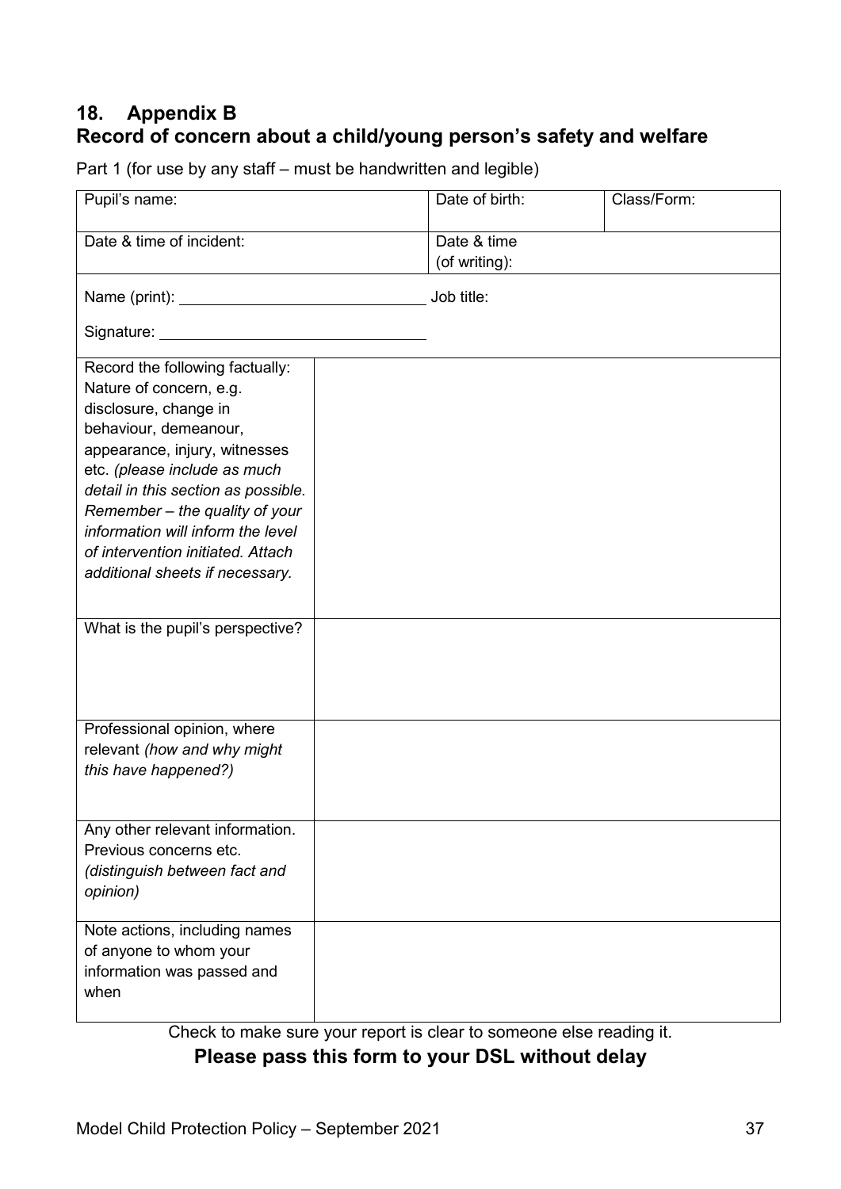## 18. Appendix B
## Record of concern about a child/young person's safety and welfare

Part 1 (for use by any staff – must be handwritten and legible)

| Pupil's name: | | Date of birth: | Class/Form: |
|---|---|---|---|
| Date & time of incident: | | Date & time (of writing): | |
| Name (print): ______________________________ | | Job title: | |
| Signature: ______________________________ | | | |
| Record the following factually: Nature of concern, e.g. disclosure, change in behaviour, demeanour, appearance, injury, witnesses etc. *(please include as much detail in this section as possible. Remember – the quality of your information will inform the level of intervention initiated. Attach additional sheets if necessary.* | | | |
| What is the pupil's perspective? | | | |
| Professional opinion, where relevant *(how and why might this have happened?)* | | | |
| Any other relevant information. Previous concerns etc. *(distinguish between fact and opinion)* | | | |
| Note actions, including names of anyone to whom your information was passed and when | | | |

Check to make sure your report is clear to someone else reading it.

**Please pass this form to your DSL without delay**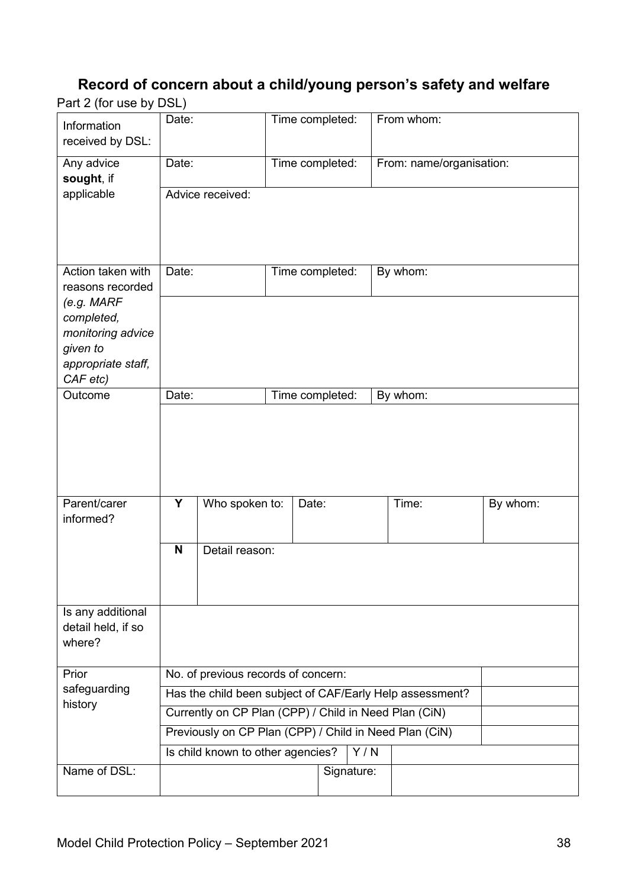## Record of concern about a child/young person's safety and welfare

Part 2 (for use by DSL)

| | | | | | | |
|---|---|---|---|---|---|---|
| Information received by DSL: | Date: | | Time completed: | | From whom: | |
| Any advice **sought**, if applicable | Date: | | Time completed: | | From: name/organisation: | |
| | Advice received: | | | | | |
| Action taken with reasons recorded *(e.g. MARF completed, monitoring advice given to appropriate staff, CAF etc)* | Date: | | Time completed: | | By whom: | |
| | | | | | | |
| Outcome | Date: | | Time completed: | | By whom: | |
| | | | | | | |
| Parent/carer informed? | **Y** | Who spoken to: | Date: | | Time: | By whom: |
| | **N** | Detail reason: | | | | |
| Is any additional detail held, if so where? | | | | | | |
| Prior safeguarding history | No. of previous records of concern: | | | | | |
| | Has the child been subject of CAF/Early Help assessment? | | | | | |
| | Currently on CP Plan (CPP) / Child in Need Plan (CiN) | | | | | |
| | Previously on CP Plan (CPP) / Child in Need Plan (CiN) | | | | | |
| | Is child known to other agencies? | | | Y / N | | |
| Name of DSL: | | | | Signature: | | |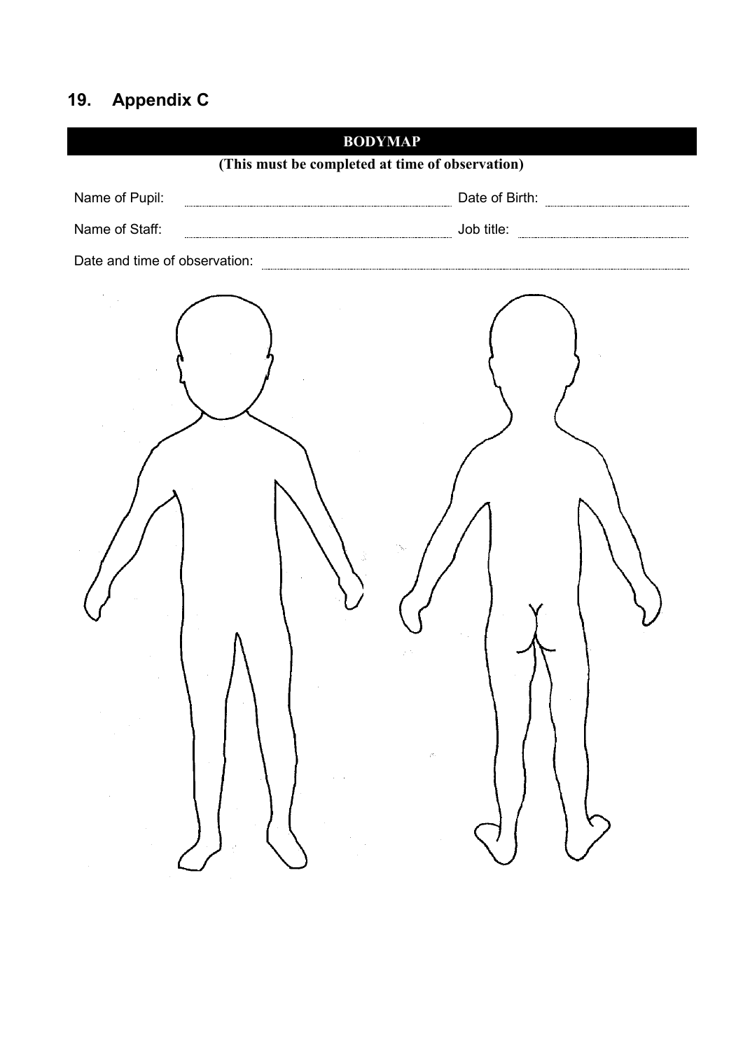## 19. Appendix C

**BODYMAP**

**(This must be completed at time of observation)**

Name of Pupil: .................................................. Date of Birth: ..................................

Name of Staff: .................................................. Job title: ..................................

Date and time of observation: ..................................................................................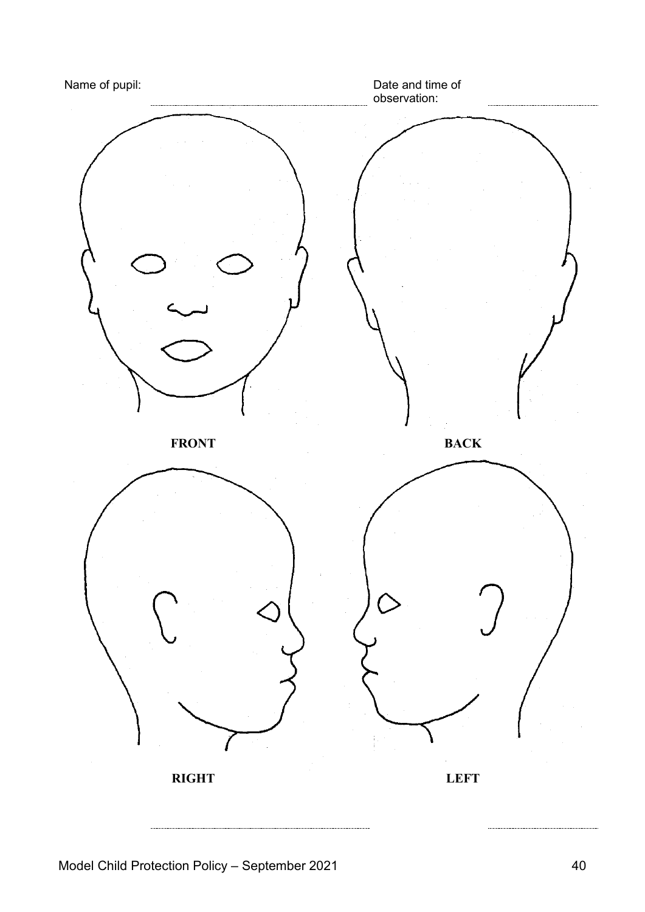Name of pupil: ..............................................................

Date and time of observation: ..............................

**FRONT**

**BACK**

**RIGHT**

**LEFT**

.............................................................. ..............................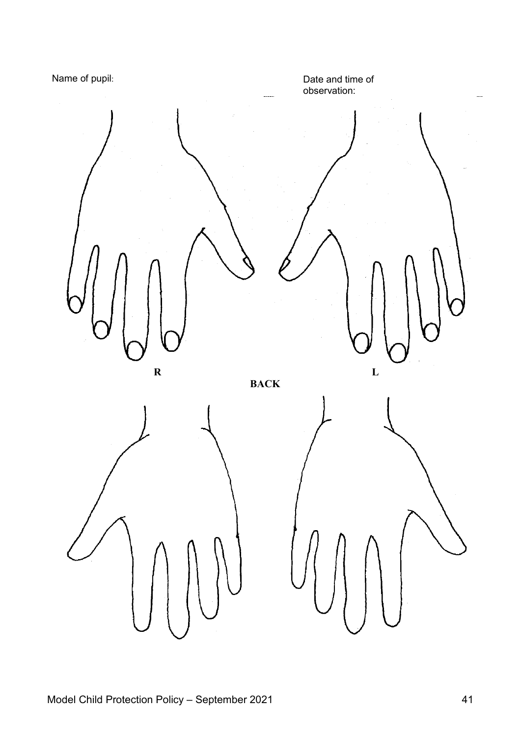Name of pupil:

Date and time of observation:

R

L

BACK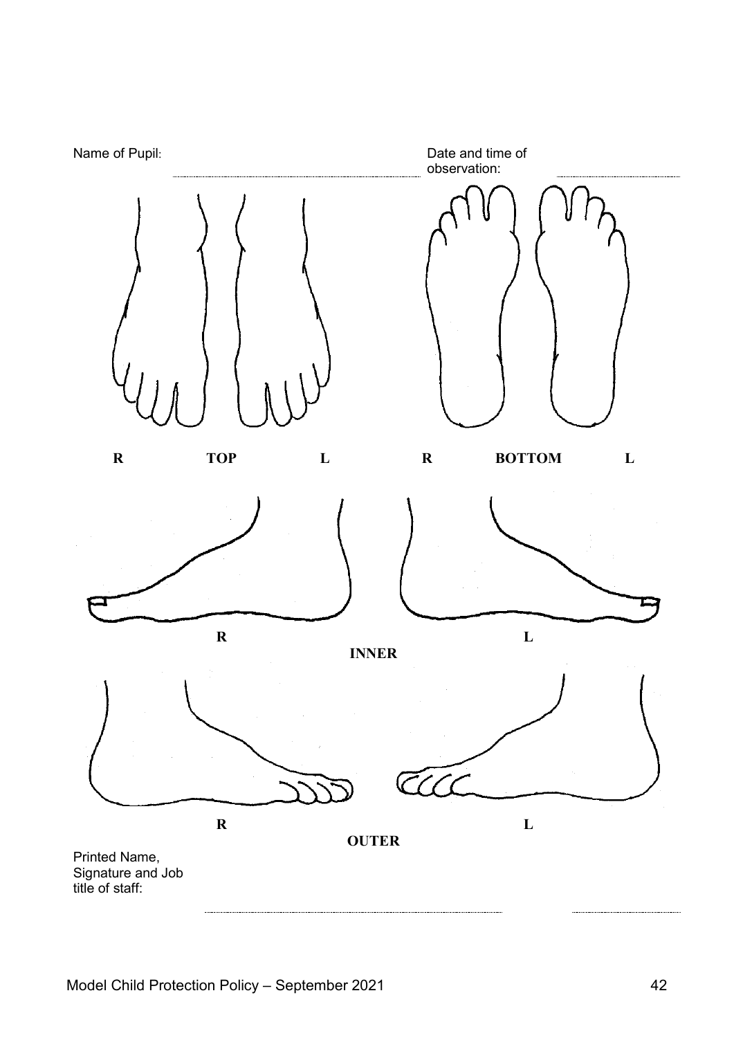Name of Pupil: ............................................................ Date and time of observation: ..............................

R TOP L

R BOTTOM L

R L

INNER

R L

OUTER

Printed Name, Signature and Job title of staff: ............................................................ ..............................